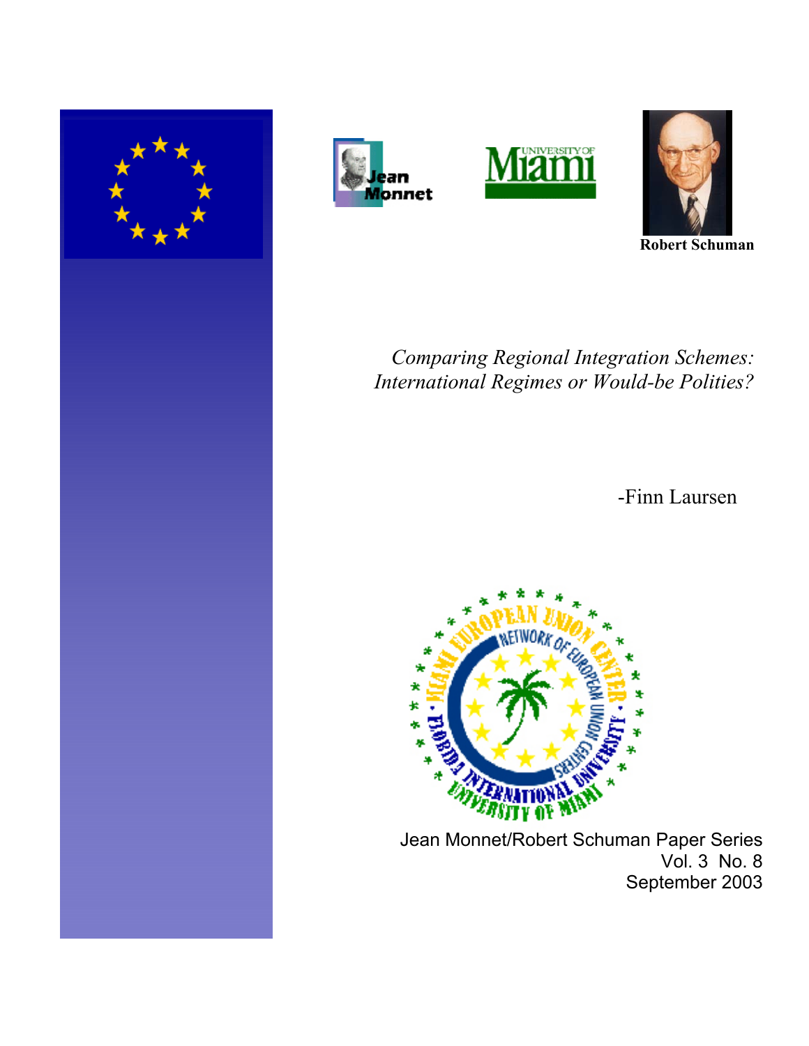Robert Schuman

*Comparing Regional Integration Schemes: International Regimes or Would-be Polities?*

-Finn Laursen

Jean Monnet/Robert Schuman Paper Series
Vol. 3 No. 8
September 2003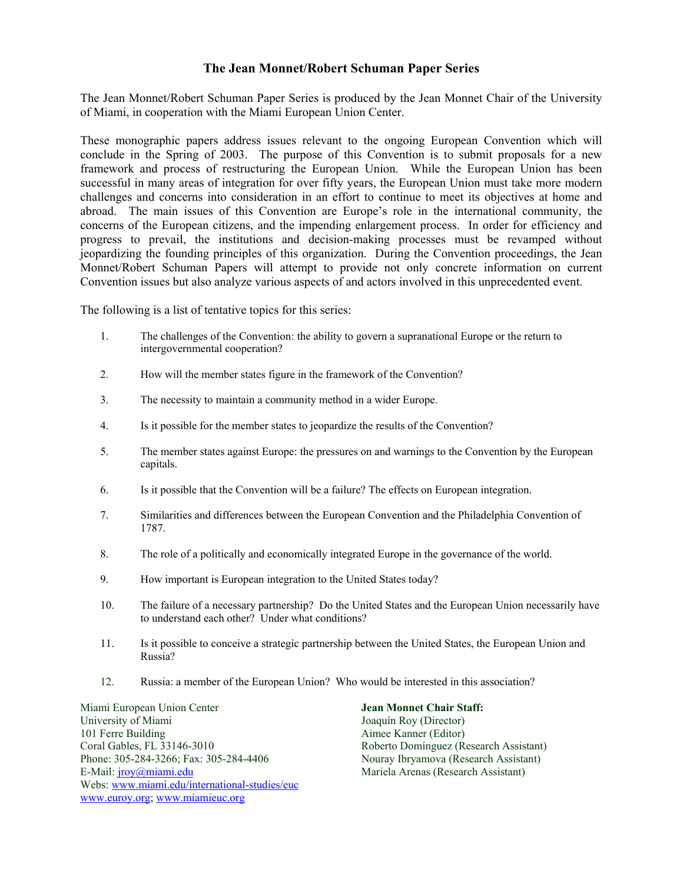# The Jean Monnet/Robert Schuman Paper Series

The Jean Monnet/Robert Schuman Paper Series is produced by the Jean Monnet Chair of the University of Miami, in cooperation with the Miami European Union Center.

These monographic papers address issues relevant to the ongoing European Convention which will conclude in the Spring of 2003. The purpose of this Convention is to submit proposals for a new framework and process of restructuring the European Union. While the European Union has been successful in many areas of integration for over fifty years, the European Union must take more modern challenges and concerns into consideration in an effort to continue to meet its objectives at home and abroad. The main issues of this Convention are Europe's role in the international community, the concerns of the European citizens, and the impending enlargement process. In order for efficiency and progress to prevail, the institutions and decision-making processes must be revamped without jeopardizing the founding principles of this organization. During the Convention proceedings, the Jean Monnet/Robert Schuman Papers will attempt to provide not only concrete information on current Convention issues but also analyze various aspects of and actors involved in this unprecedented event.

The following is a list of tentative topics for this series:

1. The challenges of the Convention: the ability to govern a supranational Europe or the return to intergovernmental cooperation?
2. How will the member states figure in the framework of the Convention?
3. The necessity to maintain a community method in a wider Europe.
4. Is it possible for the member states to jeopardize the results of the Convention?
5. The member states against Europe: the pressures on and warnings to the Convention by the European capitals.
6. Is it possible that the Convention will be a failure? The effects on European integration.
7. Similarities and differences between the European Convention and the Philadelphia Convention of 1787.
8. The role of a politically and economically integrated Europe in the governance of the world.
9. How important is European integration to the United States today?
10. The failure of a necessary partnership? Do the United States and the European Union necessarily have to understand each other? Under what conditions?
11. Is it possible to conceive a strategic partnership between the United States, the European Union and Russia?
12. Russia: a member of the European Union? Who would be interested in this association?

Miami European Union Center
University of Miami
101 Ferre Building
Coral Gables, FL 33146-3010
Phone: 305-284-3266; Fax: 305-284-4406
E-Mail: jroy@miami.edu
Webs: www.miami.edu/international-studies/euc
www.euroy.org; www.miamieuc.org

**Jean Monnet Chair Staff:**
Joaquín Roy (Director)
Aimee Kanner (Editor)
Roberto Domínguez (Research Assistant)
Nouray Ibryamova (Research Assistant)
Mariela Arenas (Research Assistant)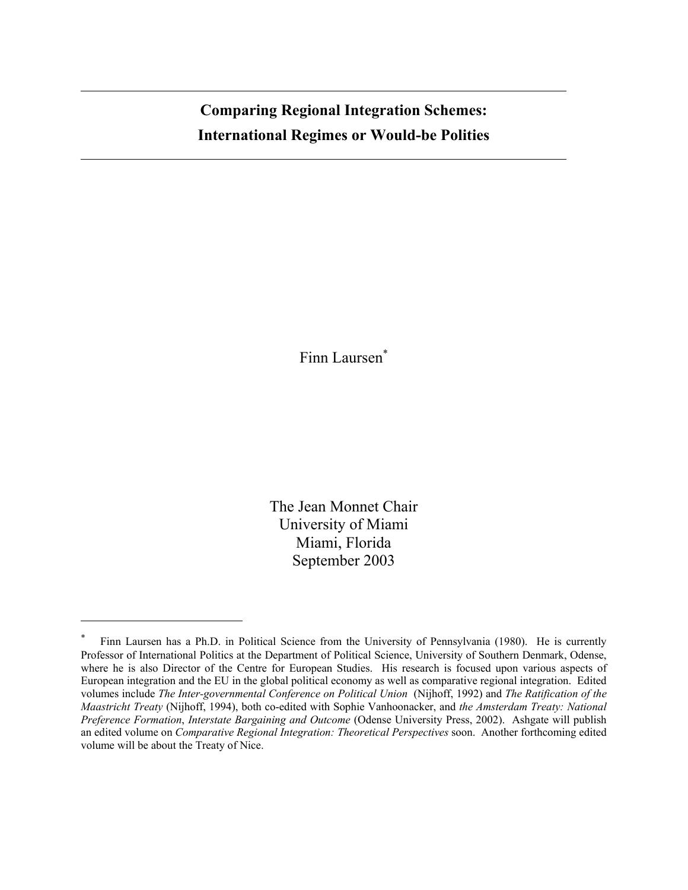# Comparing Regional Integration Schemes: International Regimes or Would-be Polities

Finn Laursen[*]

The Jean Monnet Chair
University of Miami
Miami, Florida
September 2003

---

[*] Finn Laursen has a Ph.D. in Political Science from the University of Pennsylvania (1980). He is currently Professor of International Politics at the Department of Political Science, University of Southern Denmark, Odense, where he is also Director of the Centre for European Studies. His research is focused upon various aspects of European integration and the EU in the global political economy as well as comparative regional integration. Edited volumes include *The Inter-governmental Conference on Political Union* (Nijhoff, 1992) and *The Ratification of the Maastricht Treaty* (Nijhoff, 1994), both co-edited with Sophie Vanhoonacker, and *the Amsterdam Treaty: National Preference Formation*, *Interstate Bargaining and Outcome* (Odense University Press, 2002). Ashgate will publish an edited volume on *Comparative Regional Integration: Theoretical Perspectives* soon. Another forthcoming edited volume will be about the Treaty of Nice.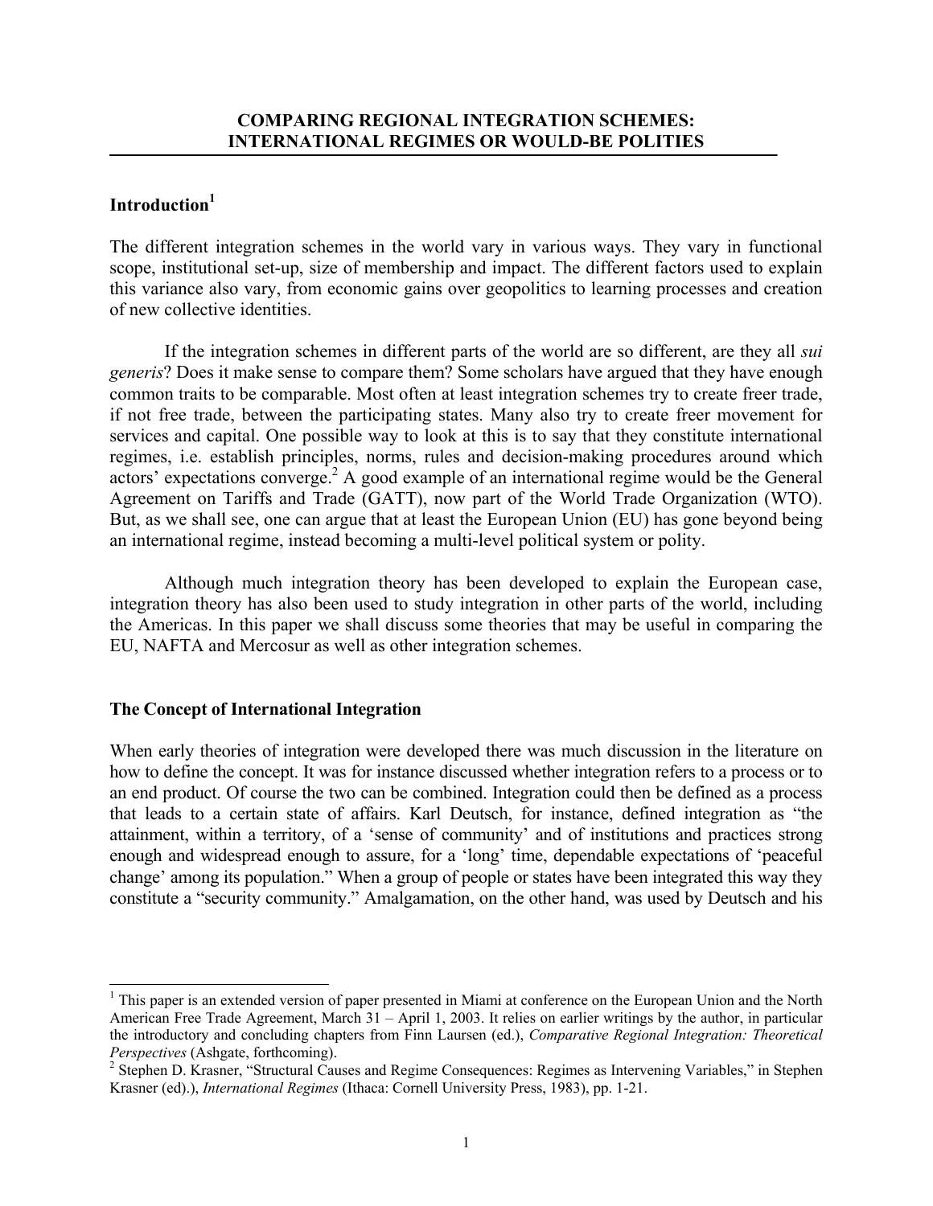## COMPARING REGIONAL INTEGRATION SCHEMES: INTERNATIONAL REGIMES OR WOULD-BE POLITIES

### Introduction[1]

The different integration schemes in the world vary in various ways. They vary in functional scope, institutional set-up, size of membership and impact. The different factors used to explain this variance also vary, from economic gains over geopolitics to learning processes and creation of new collective identities.

If the integration schemes in different parts of the world are so different, are they all *sui generis*? Does it make sense to compare them? Some scholars have argued that they have enough common traits to be comparable. Most often at least integration schemes try to create freer trade, if not free trade, between the participating states. Many also try to create freer movement for services and capital. One possible way to look at this is to say that they constitute international regimes, i.e. establish principles, norms, rules and decision-making procedures around which actors' expectations converge.[2] A good example of an international regime would be the General Agreement on Tariffs and Trade (GATT), now part of the World Trade Organization (WTO). But, as we shall see, one can argue that at least the European Union (EU) has gone beyond being an international regime, instead becoming a multi-level political system or polity.

Although much integration theory has been developed to explain the European case, integration theory has also been used to study integration in other parts of the world, including the Americas. In this paper we shall discuss some theories that may be useful in comparing the EU, NAFTA and Mercosur as well as other integration schemes.

### The Concept of International Integration

When early theories of integration were developed there was much discussion in the literature on how to define the concept. It was for instance discussed whether integration refers to a process or to an end product. Of course the two can be combined. Integration could then be defined as a process that leads to a certain state of affairs. Karl Deutsch, for instance, defined integration as "the attainment, within a territory, of a 'sense of community' and of institutions and practices strong enough and widespread enough to assure, for a 'long' time, dependable expectations of 'peaceful change' among its population." When a group of people or states have been integrated this way they constitute a "security community." Amalgamation, on the other hand, was used by Deutsch and his

---

[1] This paper is an extended version of paper presented in Miami at conference on the European Union and the North American Free Trade Agreement, March 31 – April 1, 2003. It relies on earlier writings by the author, in particular the introductory and concluding chapters from Finn Laursen (ed.), *Comparative Regional Integration: Theoretical Perspectives* (Ashgate, forthcoming).

[2] Stephen D. Krasner, "Structural Causes and Regime Consequences: Regimes as Intervening Variables," in Stephen Krasner (ed.), *International Regimes* (Ithaca: Cornell University Press, 1983), pp. 1-21.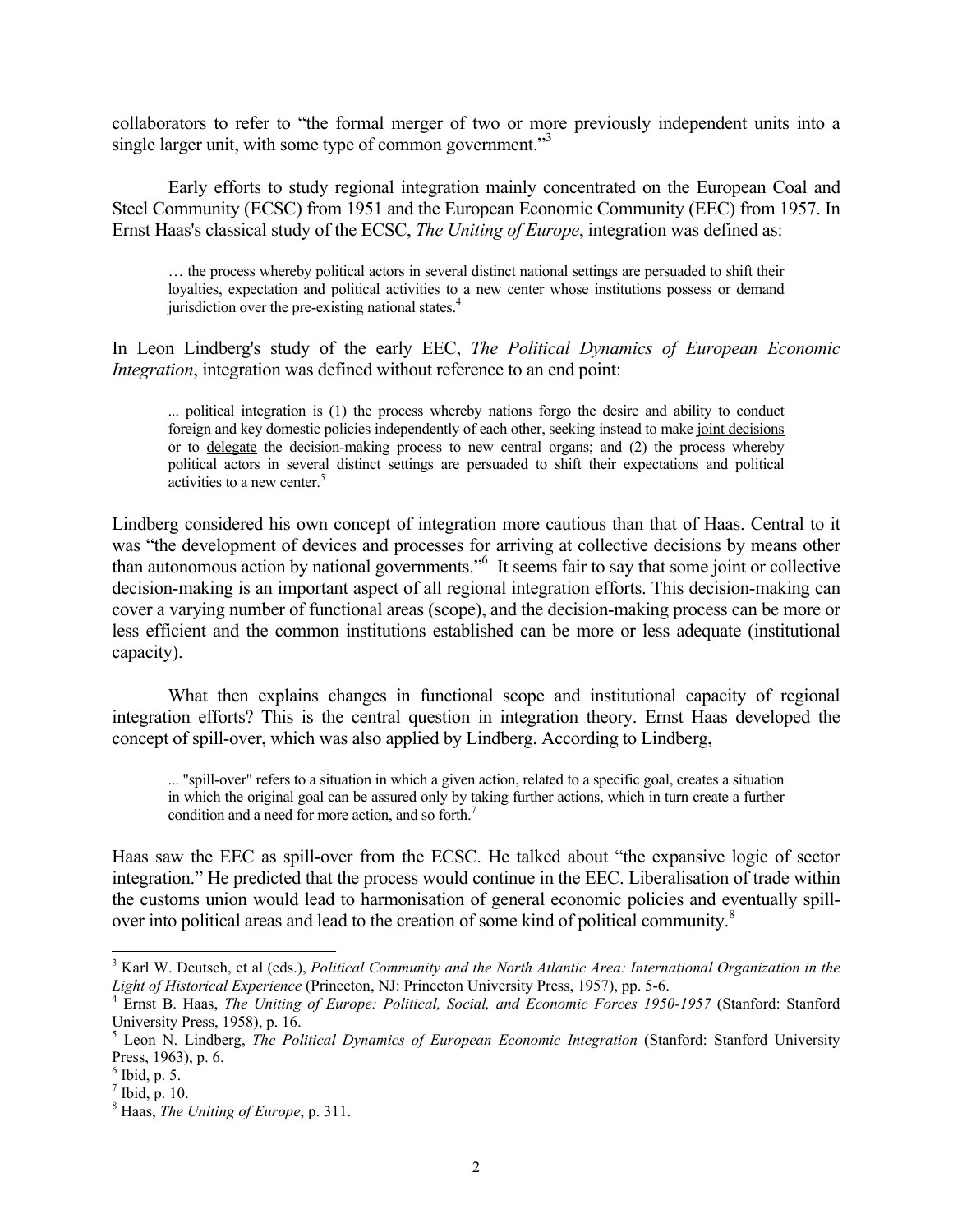collaborators to refer to "the formal merger of two or more previously independent units into a single larger unit, with some type of common government."[3]

Early efforts to study regional integration mainly concentrated on the European Coal and Steel Community (ECSC) from 1951 and the European Economic Community (EEC) from 1957. In Ernst Haas's classical study of the ECSC, *The Uniting of Europe*, integration was defined as:

> … the process whereby political actors in several distinct national settings are persuaded to shift their loyalties, expectation and political activities to a new center whose institutions possess or demand jurisdiction over the pre-existing national states.[4]

In Leon Lindberg's study of the early EEC, *The Political Dynamics of European Economic Integration*, integration was defined without reference to an end point:

> ... political integration is (1) the process whereby nations forgo the desire and ability to conduct foreign and key domestic policies independently of each other, seeking instead to make <u>joint decisions</u> or to <u>delegate</u> the decision-making process to new central organs; and (2) the process whereby political actors in several distinct settings are persuaded to shift their expectations and political activities to a new center.[5]

Lindberg considered his own concept of integration more cautious than that of Haas. Central to it was "the development of devices and processes for arriving at collective decisions by means other than autonomous action by national governments."[6] It seems fair to say that some joint or collective decision-making is an important aspect of all regional integration efforts. This decision-making can cover a varying number of functional areas (scope), and the decision-making process can be more or less efficient and the common institutions established can be more or less adequate (institutional capacity).

What then explains changes in functional scope and institutional capacity of regional integration efforts? This is the central question in integration theory. Ernst Haas developed the concept of spill-over, which was also applied by Lindberg. According to Lindberg,

> ... "spill-over" refers to a situation in which a given action, related to a specific goal, creates a situation in which the original goal can be assured only by taking further actions, which in turn create a further condition and a need for more action, and so forth.[7]

Haas saw the EEC as spill-over from the ECSC. He talked about "the expansive logic of sector integration." He predicted that the process would continue in the EEC. Liberalisation of trade within the customs union would lead to harmonisation of general economic policies and eventually spill-over into political areas and lead to the creation of some kind of political community.[8]

---

[3] Karl W. Deutsch, et al (eds.), *Political Community and the North Atlantic Area: International Organization in the Light of Historical Experience* (Princeton, NJ: Princeton University Press, 1957), pp. 5-6.

[4] Ernst B. Haas, *The Uniting of Europe: Political, Social, and Economic Forces 1950-1957* (Stanford: Stanford University Press, 1958), p. 16.

[5] Leon N. Lindberg, *The Political Dynamics of European Economic Integration* (Stanford: Stanford University Press, 1963), p. 6.

[6] Ibid, p. 5.

[7] Ibid, p. 10.

[8] Haas, *The Uniting of Europe*, p. 311.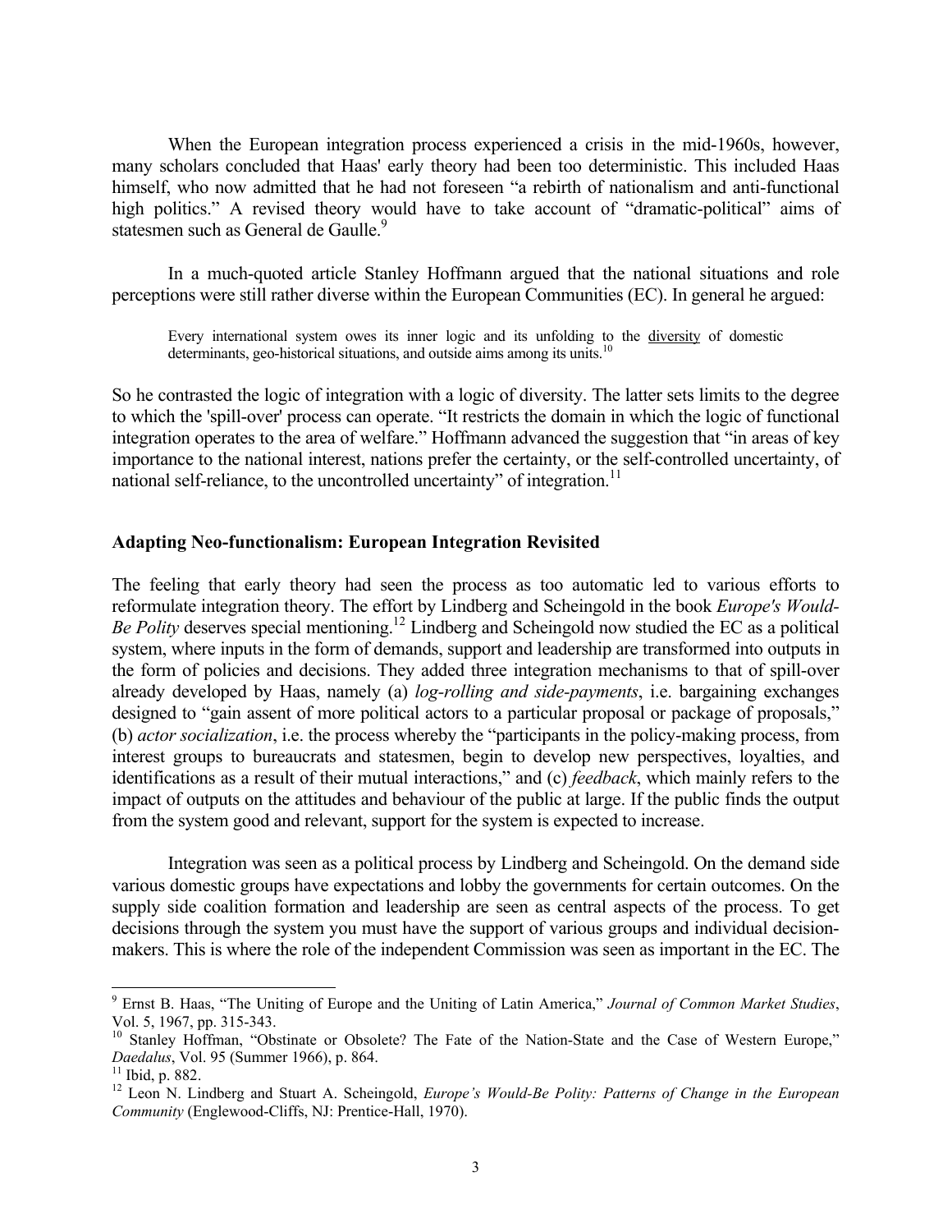When the European integration process experienced a crisis in the mid-1960s, however, many scholars concluded that Haas' early theory had been too deterministic. This included Haas himself, who now admitted that he had not foreseen "a rebirth of nationalism and anti-functional high politics." A revised theory would have to take account of "dramatic-political" aims of statesmen such as General de Gaulle.[9]

In a much-quoted article Stanley Hoffmann argued that the national situations and role perceptions were still rather diverse within the European Communities (EC). In general he argued:

> Every international system owes its inner logic and its unfolding to the diversity of domestic determinants, geo-historical situations, and outside aims among its units.[10]

So he contrasted the logic of integration with a logic of diversity. The latter sets limits to the degree to which the 'spill-over' process can operate. "It restricts the domain in which the logic of functional integration operates to the area of welfare." Hoffmann advanced the suggestion that "in areas of key importance to the national interest, nations prefer the certainty, or the self-controlled uncertainty, of national self-reliance, to the uncontrolled uncertainty" of integration.[11]

## Adapting Neo-functionalism: European Integration Revisited

The feeling that early theory had seen the process as too automatic led to various efforts to reformulate integration theory. The effort by Lindberg and Scheingold in the book *Europe's Would-Be Polity* deserves special mentioning.[12] Lindberg and Scheingold now studied the EC as a political system, where inputs in the form of demands, support and leadership are transformed into outputs in the form of policies and decisions. They added three integration mechanisms to that of spill-over already developed by Haas, namely (a) *log-rolling and side-payments*, i.e. bargaining exchanges designed to "gain assent of more political actors to a particular proposal or package of proposals," (b) *actor socialization*, i.e. the process whereby the "participants in the policy-making process, from interest groups to bureaucrats and statesmen, begin to develop new perspectives, loyalties, and identifications as a result of their mutual interactions," and (c) *feedback*, which mainly refers to the impact of outputs on the attitudes and behaviour of the public at large. If the public finds the output from the system good and relevant, support for the system is expected to increase.

Integration was seen as a political process by Lindberg and Scheingold. On the demand side various domestic groups have expectations and lobby the governments for certain outcomes. On the supply side coalition formation and leadership are seen as central aspects of the process. To get decisions through the system you must have the support of various groups and individual decision-makers. This is where the role of the independent Commission was seen as important in the EC. The

---

[9] Ernst B. Haas, "The Uniting of Europe and the Uniting of Latin America," *Journal of Common Market Studies*, Vol. 5, 1967, pp. 315-343.

[10] Stanley Hoffman, "Obstinate or Obsolete? The Fate of the Nation-State and the Case of Western Europe," *Daedalus*, Vol. 95 (Summer 1966), p. 864.

[11] Ibid, p. 882.

[12] Leon N. Lindberg and Stuart A. Scheingold, *Europe's Would-Be Polity: Patterns of Change in the European Community* (Englewood-Cliffs, NJ: Prentice-Hall, 1970).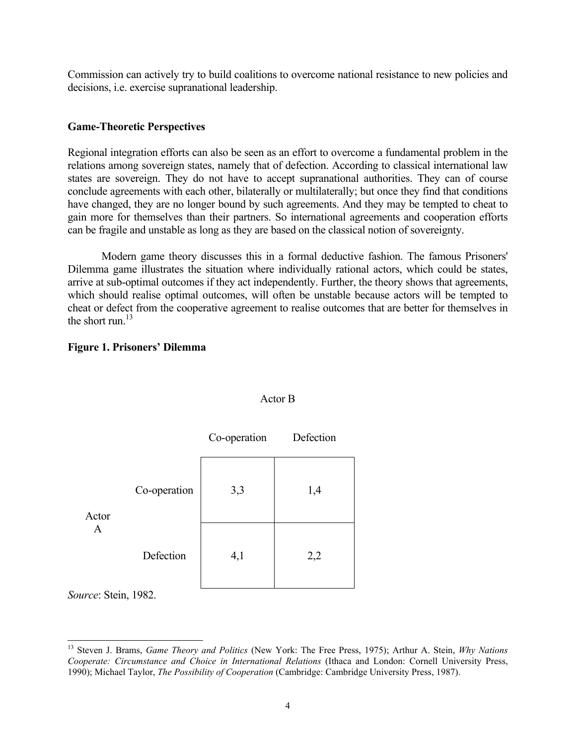Commission can actively try to build coalitions to overcome national resistance to new policies and decisions, i.e. exercise supranational leadership.

### Game-Theoretic Perspectives

Regional integration efforts can also be seen as an effort to overcome a fundamental problem in the relations among sovereign states, namely that of defection. According to classical international law states are sovereign. They do not have to accept supranational authorities. They can of course conclude agreements with each other, bilaterally or multilaterally; but once they find that conditions have changed, they are no longer bound by such agreements. And they may be tempted to cheat to gain more for themselves than their partners. So international agreements and cooperation efforts can be fragile and unstable as long as they are based on the classical notion of sovereignty.

Modern game theory discusses this in a formal deductive fashion. The famous Prisoners' Dilemma game illustrates the situation where individually rational actors, which could be states, arrive at sub-optimal outcomes if they act independently. Further, the theory shows that agreements, which should realise optimal outcomes, will often be unstable because actors will be tempted to cheat or defect from the cooperative agreement to realise outcomes that are better for themselves in the short run.[13]

**Figure 1. Prisoners' Dilemma**

| | | Actor B | |
|---|---|---|---|
| | | Co-operation | Defection |
| Actor A | Co-operation | 3,3 | 1,4 |
| | Defection | 4,1 | 2,2 |

*Source*: Stein, 1982.

[13] Steven J. Brams, *Game Theory and Politics* (New York: The Free Press, 1975); Arthur A. Stein, *Why Nations Cooperate: Circumstance and Choice in International Relations* (Ithaca and London: Cornell University Press, 1990); Michael Taylor, *The Possibility of Cooperation* (Cambridge: Cambridge University Press, 1987).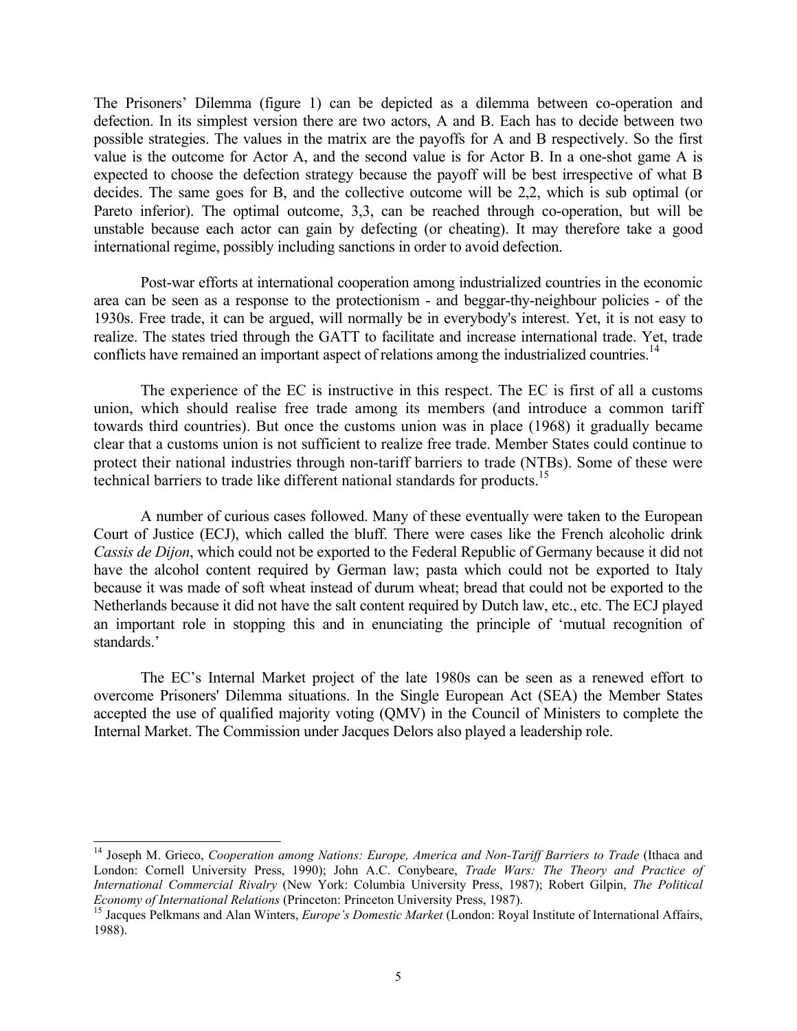The Prisoners' Dilemma (figure 1) can be depicted as a dilemma between co-operation and defection. In its simplest version there are two actors, A and B. Each has to decide between two possible strategies. The values in the matrix are the payoffs for A and B respectively. So the first value is the outcome for Actor A, and the second value is for Actor B. In a one-shot game A is expected to choose the defection strategy because the payoff will be best irrespective of what B decides. The same goes for B, and the collective outcome will be 2,2, which is sub optimal (or Pareto inferior). The optimal outcome, 3,3, can be reached through co-operation, but will be unstable because each actor can gain by defecting (or cheating). It may therefore take a good international regime, possibly including sanctions in order to avoid defection.

Post-war efforts at international cooperation among industrialized countries in the economic area can be seen as a response to the protectionism - and beggar-thy-neighbour policies - of the 1930s. Free trade, it can be argued, will normally be in everybody's interest. Yet, it is not easy to realize. The states tried through the GATT to facilitate and increase international trade. Yet, trade conflicts have remained an important aspect of relations among the industrialized countries.[14]

The experience of the EC is instructive in this respect. The EC is first of all a customs union, which should realise free trade among its members (and introduce a common tariff towards third countries). But once the customs union was in place (1968) it gradually became clear that a customs union is not sufficient to realize free trade. Member States could continue to protect their national industries through non-tariff barriers to trade (NTBs). Some of these were technical barriers to trade like different national standards for products.[15]

A number of curious cases followed. Many of these eventually were taken to the European Court of Justice (ECJ), which called the bluff. There were cases like the French alcoholic drink *Cassis de Dijon*, which could not be exported to the Federal Republic of Germany because it did not have the alcohol content required by German law; pasta which could not be exported to Italy because it was made of soft wheat instead of durum wheat; bread that could not be exported to the Netherlands because it did not have the salt content required by Dutch law, etc., etc. The ECJ played an important role in stopping this and in enunciating the principle of 'mutual recognition of standards.'

The EC's Internal Market project of the late 1980s can be seen as a renewed effort to overcome Prisoners' Dilemma situations. In the Single European Act (SEA) the Member States accepted the use of qualified majority voting (QMV) in the Council of Ministers to complete the Internal Market. The Commission under Jacques Delors also played a leadership role.

---

[14] Joseph M. Grieco, *Cooperation among Nations: Europe, America and Non-Tariff Barriers to Trade* (Ithaca and London: Cornell University Press, 1990); John A.C. Conybeare, *Trade Wars: The Theory and Practice of International Commercial Rivalry* (New York: Columbia University Press, 1987); Robert Gilpin, *The Political Economy of International Relations* (Princeton: Princeton University Press, 1987).

[15] Jacques Pelkmans and Alan Winters, *Europe's Domestic Market* (London: Royal Institute of International Affairs, 1988).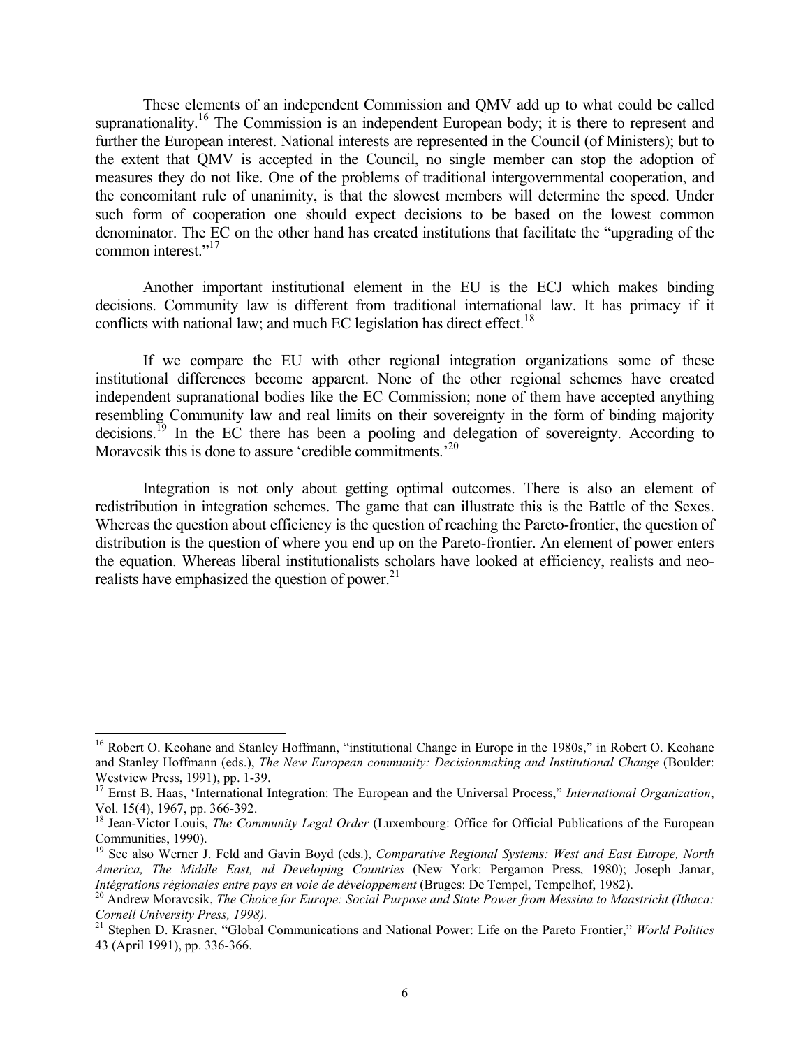These elements of an independent Commission and QMV add up to what could be called supranationality.[16] The Commission is an independent European body; it is there to represent and further the European interest. National interests are represented in the Council (of Ministers); but to the extent that QMV is accepted in the Council, no single member can stop the adoption of measures they do not like. One of the problems of traditional intergovernmental cooperation, and the concomitant rule of unanimity, is that the slowest members will determine the speed. Under such form of cooperation one should expect decisions to be based on the lowest common denominator. The EC on the other hand has created institutions that facilitate the "upgrading of the common interest."[17]

Another important institutional element in the EU is the ECJ which makes binding decisions. Community law is different from traditional international law. It has primacy if it conflicts with national law; and much EC legislation has direct effect.[18]

If we compare the EU with other regional integration organizations some of these institutional differences become apparent. None of the other regional schemes have created independent supranational bodies like the EC Commission; none of them have accepted anything resembling Community law and real limits on their sovereignty in the form of binding majority decisions.[19] In the EC there has been a pooling and delegation of sovereignty. According to Moravcsik this is done to assure 'credible commitments.'[20]

Integration is not only about getting optimal outcomes. There is also an element of redistribution in integration schemes. The game that can illustrate this is the Battle of the Sexes. Whereas the question about efficiency is the question of reaching the Pareto-frontier, the question of distribution is the question of where you end up on the Pareto-frontier. An element of power enters the equation. Whereas liberal institutionalists scholars have looked at efficiency, realists and neo-realists have emphasized the question of power.[21]

---

[16] Robert O. Keohane and Stanley Hoffmann, "institutional Change in Europe in the 1980s," in Robert O. Keohane and Stanley Hoffmann (eds.), *The New European community: Decisionmaking and Institutional Change* (Boulder: Westview Press, 1991), pp. 1-39.

[17] Ernst B. Haas, 'International Integration: The European and the Universal Process," *International Organization*, Vol. 15(4), 1967, pp. 366-392.

[18] Jean-Victor Louis, *The Community Legal Order* (Luxembourg: Office for Official Publications of the European Communities, 1990).

[19] See also Werner J. Feld and Gavin Boyd (eds.), *Comparative Regional Systems: West and East Europe, North America, The Middle East, nd Developing Countries* (New York: Pergamon Press, 1980); Joseph Jamar, *Intégrations régionales entre pays en voie de développement* (Bruges: De Tempel, Tempelhof, 1982).

[20] Andrew Moravcsik, *The Choice for Europe: Social Purpose and State Power from Messina to Maastricht (Ithaca: Cornell University Press, 1998).*

[21] Stephen D. Krasner, "Global Communications and National Power: Life on the Pareto Frontier," *World Politics* 43 (April 1991), pp. 336-366.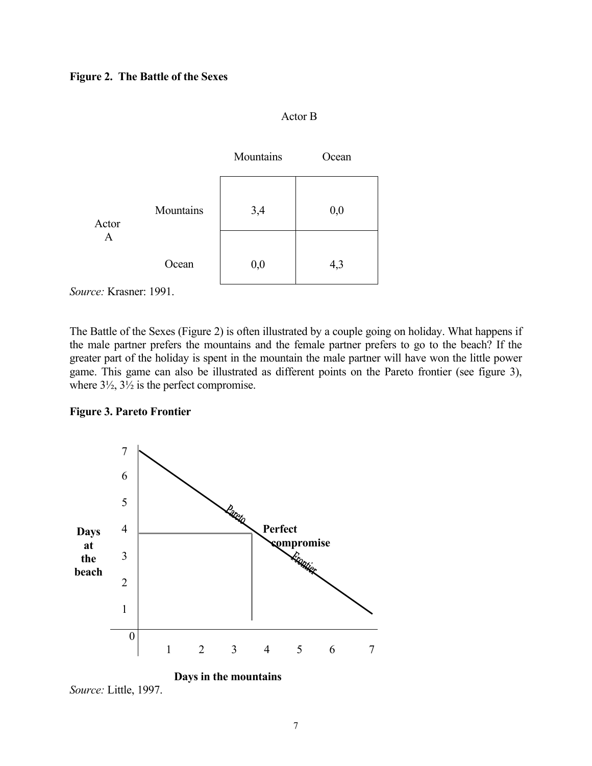**Figure 2. The Battle of the Sexes**

| | | Actor B | |
|---|---|---|---|
| | | Mountains | Ocean |
| Actor A | Mountains | 3,4 | 0,0 |
| | Ocean | 0,0 | 4,3 |

*Source:* Krasner: 1991.

The Battle of the Sexes (Figure 2) is often illustrated by a couple going on holiday. What happens if the male partner prefers the mountains and the female partner prefers to go to the beach? If the greater part of the holiday is spent in the mountain the male partner will have won the little power game. This game can also be illustrated as different points on the Pareto frontier (see figure 3), where 3½, 3½ is the perfect compromise.

**Figure 3. Pareto Frontier**

*Source:* Little, 1997.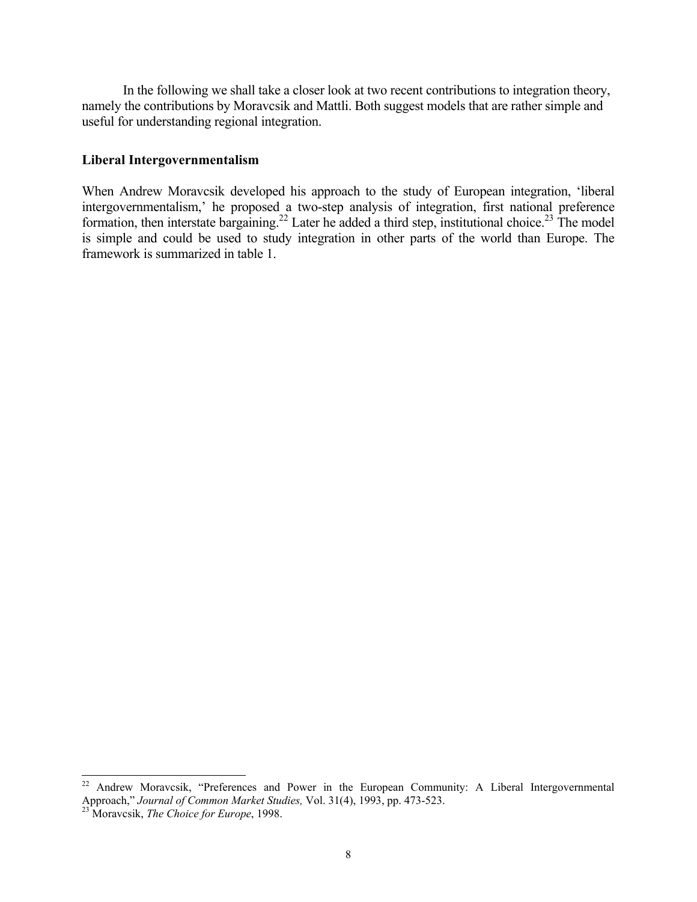In the following we shall take a closer look at two recent contributions to integration theory, namely the contributions by Moravcsik and Mattli. Both suggest models that are rather simple and useful for understanding regional integration.

## Liberal Intergovernmentalism

When Andrew Moravcsik developed his approach to the study of European integration, 'liberal intergovernmentalism,' he proposed a two-step analysis of integration, first national preference formation, then interstate bargaining.[22] Later he added a third step, institutional choice.[23] The model is simple and could be used to study integration in other parts of the world than Europe. The framework is summarized in table 1.

---

[22] Andrew Moravcsik, "Preferences and Power in the European Community: A Liberal Intergovernmental Approach," *Journal of Common Market Studies,* Vol. 31(4), 1993, pp. 473-523.

[23] Moravcsik, *The Choice for Europe*, 1998.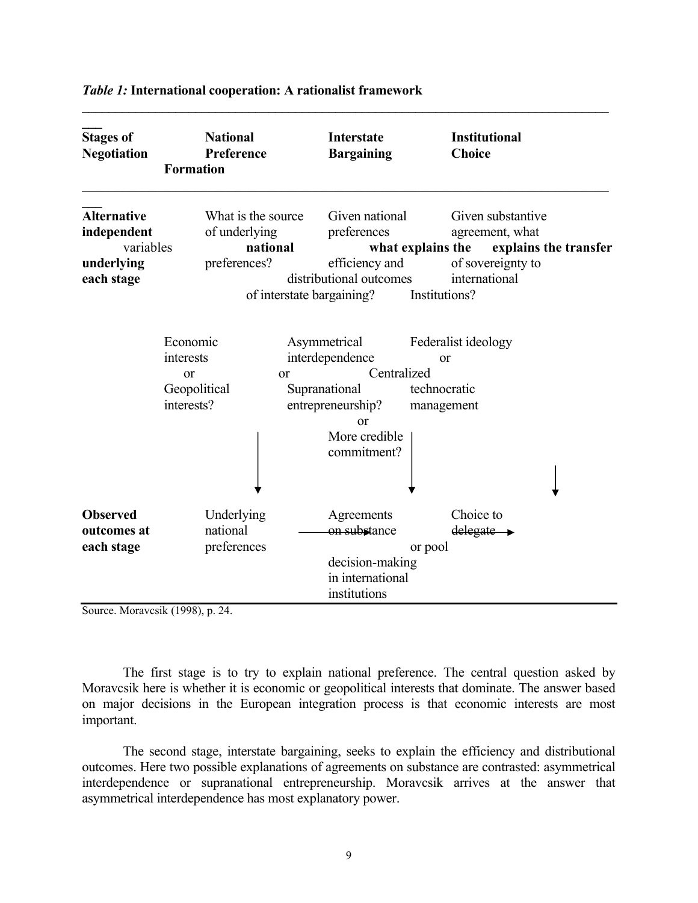*Table 1:* **International cooperation: A rationalist framework**

| **Stages of Negotiation** | **National Preference Formation** | **Interstate Bargaining** | **Institutional Choice** |
|---|---|---|---|
| **Alternative independent variables underlying each stage** | What is the source of underlying **national** preferences? | Given national preferences **what explains the** efficiency and distributional outcomes of interstate bargaining? | Given substantive agreement, what **explains the transfer** of sovereignty to international Institutions? |
| | Economic interests or Geopolitical interests? | Asymmetrical interdependence or Supranational entrepreneurship? | Federalist ideology or Centralized technocratic management or More credible commitment? |
| **Observed outcomes at each stage** | Underlying national preferences → | Agreements on substance → | Choice to delegate or pool decision-making in international institutions |

Source. Moravcsik (1998), p. 24.

The first stage is to try to explain national preference. The central question asked by Moravcsik here is whether it is economic or geopolitical interests that dominate. The answer based on major decisions in the European integration process is that economic interests are most important.

The second stage, interstate bargaining, seeks to explain the efficiency and distributional outcomes. Here two possible explanations of agreements on substance are contrasted: asymmetrical interdependence or supranational entrepreneurship. Moravcsik arrives at the answer that asymmetrical interdependence has most explanatory power.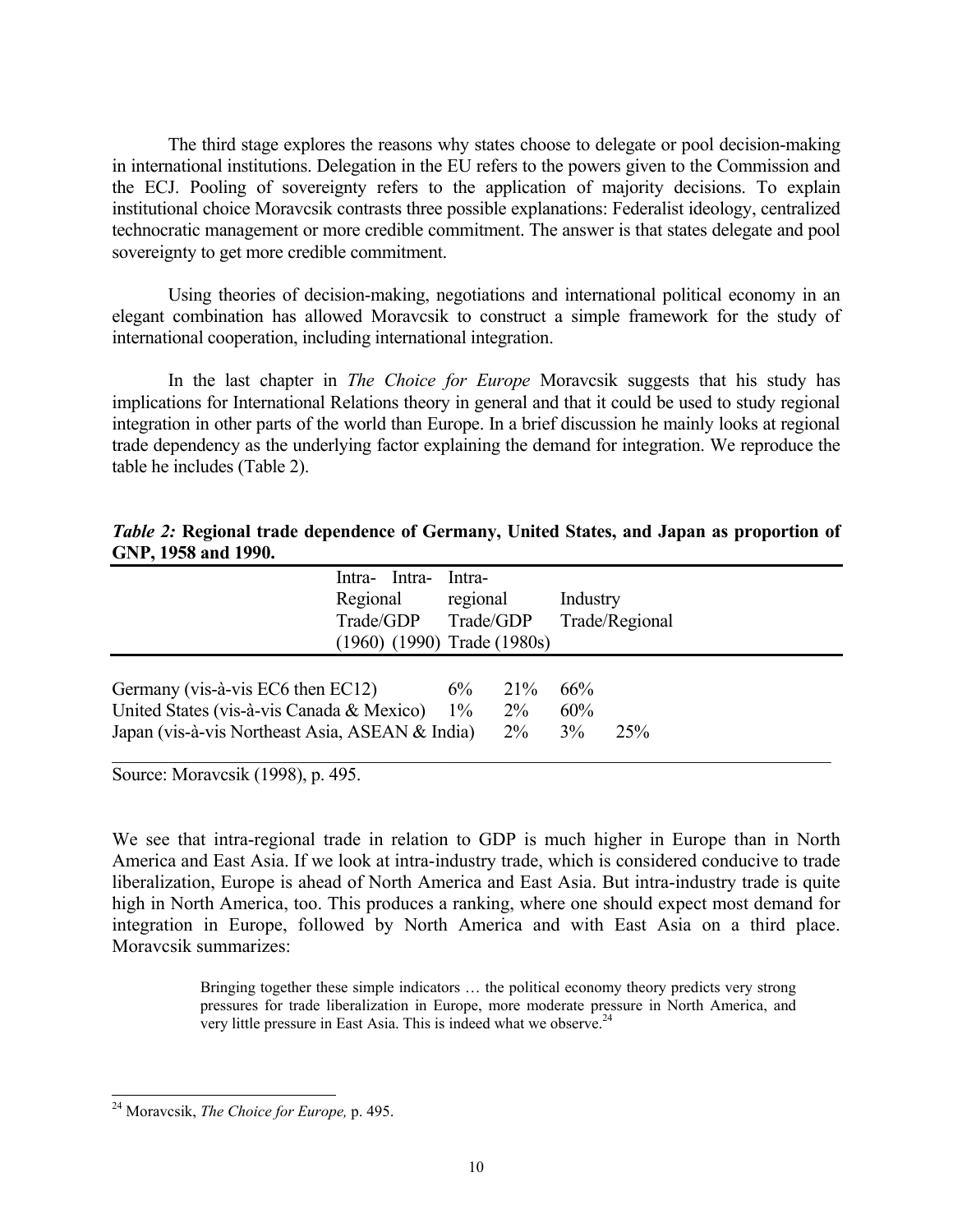The third stage explores the reasons why states choose to delegate or pool decision-making in international institutions. Delegation in the EU refers to the powers given to the Commission and the ECJ. Pooling of sovereignty refers to the application of majority decisions. To explain institutional choice Moravcsik contrasts three possible explanations: Federalist ideology, centralized technocratic management or more credible commitment. The answer is that states delegate and pool sovereignty to get more credible commitment.

Using theories of decision-making, negotiations and international political economy in an elegant combination has allowed Moravcsik to construct a simple framework for the study of international cooperation, including international integration.

In the last chapter in *The Choice for Europe* Moravcsik suggests that his study has implications for International Relations theory in general and that it could be used to study regional integration in other parts of the world than Europe. In a brief discussion he mainly looks at regional trade dependency as the underlying factor explaining the demand for integration. We reproduce the table he includes (Table 2).

***Table 2:*** **Regional trade dependence of Germany, United States, and Japan as proportion of GNP, 1958 and 1990.**

| | Intra-Regional Trade/GDP (1960) | Intra-regional Trade/GDP (1990) | Intra-Industry Trade/Regional Trade (1980s) |
|---|---|---|---|
| Germany (vis-à-vis EC6 then EC12) | 6% | 21% | 66% |
| United States (vis-à-vis Canada & Mexico) | 1% | 2% | 60% |
| Japan (vis-à-vis Northeast Asia, ASEAN & India) | 2% | 3% | 25% |

Source: Moravcsik (1998), p. 495.

We see that intra-regional trade in relation to GDP is much higher in Europe than in North America and East Asia. If we look at intra-industry trade, which is considered conducive to trade liberalization, Europe is ahead of North America and East Asia. But intra-industry trade is quite high in North America, too. This produces a ranking, where one should expect most demand for integration in Europe, followed by North America and with East Asia on a third place. Moravcsik summarizes:

> Bringing together these simple indicators … the political economy theory predicts very strong pressures for trade liberalization in Europe, more moderate pressure in North America, and very little pressure in East Asia. This is indeed what we observe.[24]

---

[24] Moravcsik, *The Choice for Europe,* p. 495.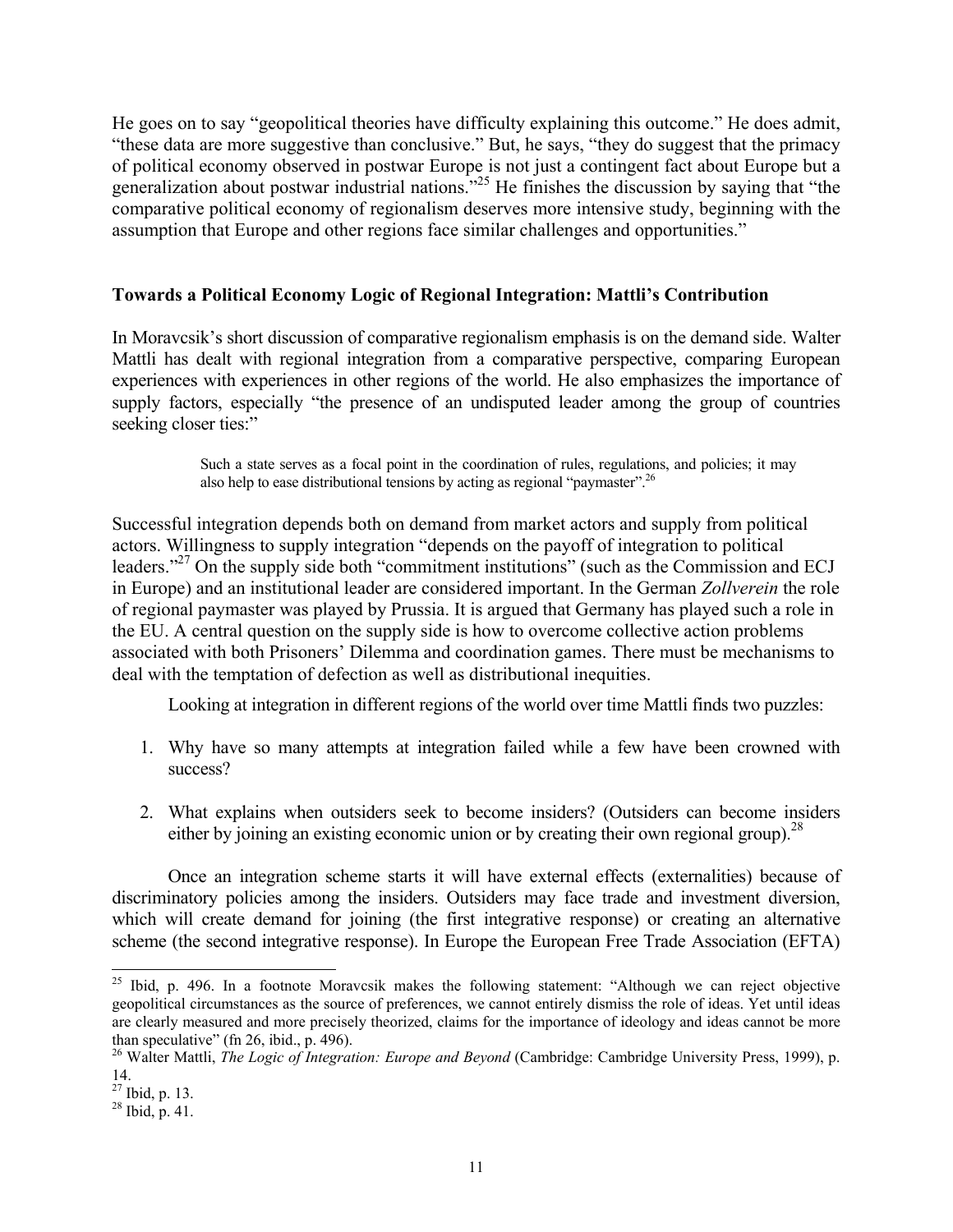He goes on to say "geopolitical theories have difficulty explaining this outcome." He does admit, "these data are more suggestive than conclusive." But, he says, "they do suggest that the primacy of political economy observed in postwar Europe is not just a contingent fact about Europe but a generalization about postwar industrial nations."[25] He finishes the discussion by saying that "the comparative political economy of regionalism deserves more intensive study, beginning with the assumption that Europe and other regions face similar challenges and opportunities."

**Towards a Political Economy Logic of Regional Integration: Mattli's Contribution**

In Moravcsik's short discussion of comparative regionalism emphasis is on the demand side. Walter Mattli has dealt with regional integration from a comparative perspective, comparing European experiences with experiences in other regions of the world. He also emphasizes the importance of supply factors, especially "the presence of an undisputed leader among the group of countries seeking closer ties:"

> Such a state serves as a focal point in the coordination of rules, regulations, and policies; it may also help to ease distributional tensions by acting as regional "paymaster".[26]

Successful integration depends both on demand from market actors and supply from political actors. Willingness to supply integration "depends on the payoff of integration to political leaders."[27] On the supply side both "commitment institutions" (such as the Commission and ECJ in Europe) and an institutional leader are considered important. In the German *Zollverein* the role of regional paymaster was played by Prussia. It is argued that Germany has played such a role in the EU. A central question on the supply side is how to overcome collective action problems associated with both Prisoners' Dilemma and coordination games. There must be mechanisms to deal with the temptation of defection as well as distributional inequities.

Looking at integration in different regions of the world over time Mattli finds two puzzles:

1. Why have so many attempts at integration failed while a few have been crowned with success?

2. What explains when outsiders seek to become insiders? (Outsiders can become insiders either by joining an existing economic union or by creating their own regional group).[28]

Once an integration scheme starts it will have external effects (externalities) because of discriminatory policies among the insiders. Outsiders may face trade and investment diversion, which will create demand for joining (the first integrative response) or creating an alternative scheme (the second integrative response). In Europe the European Free Trade Association (EFTA)

---

[25] Ibid, p. 496. In a footnote Moravcsik makes the following statement: "Although we can reject objective geopolitical circumstances as the source of preferences, we cannot entirely dismiss the role of ideas. Yet until ideas are clearly measured and more precisely theorized, claims for the importance of ideology and ideas cannot be more than speculative" (fn 26, ibid., p. 496).

[26] Walter Mattli, *The Logic of Integration: Europe and Beyond* (Cambridge: Cambridge University Press, 1999), p. 14.

[27] Ibid, p. 13.

[28] Ibid, p. 41.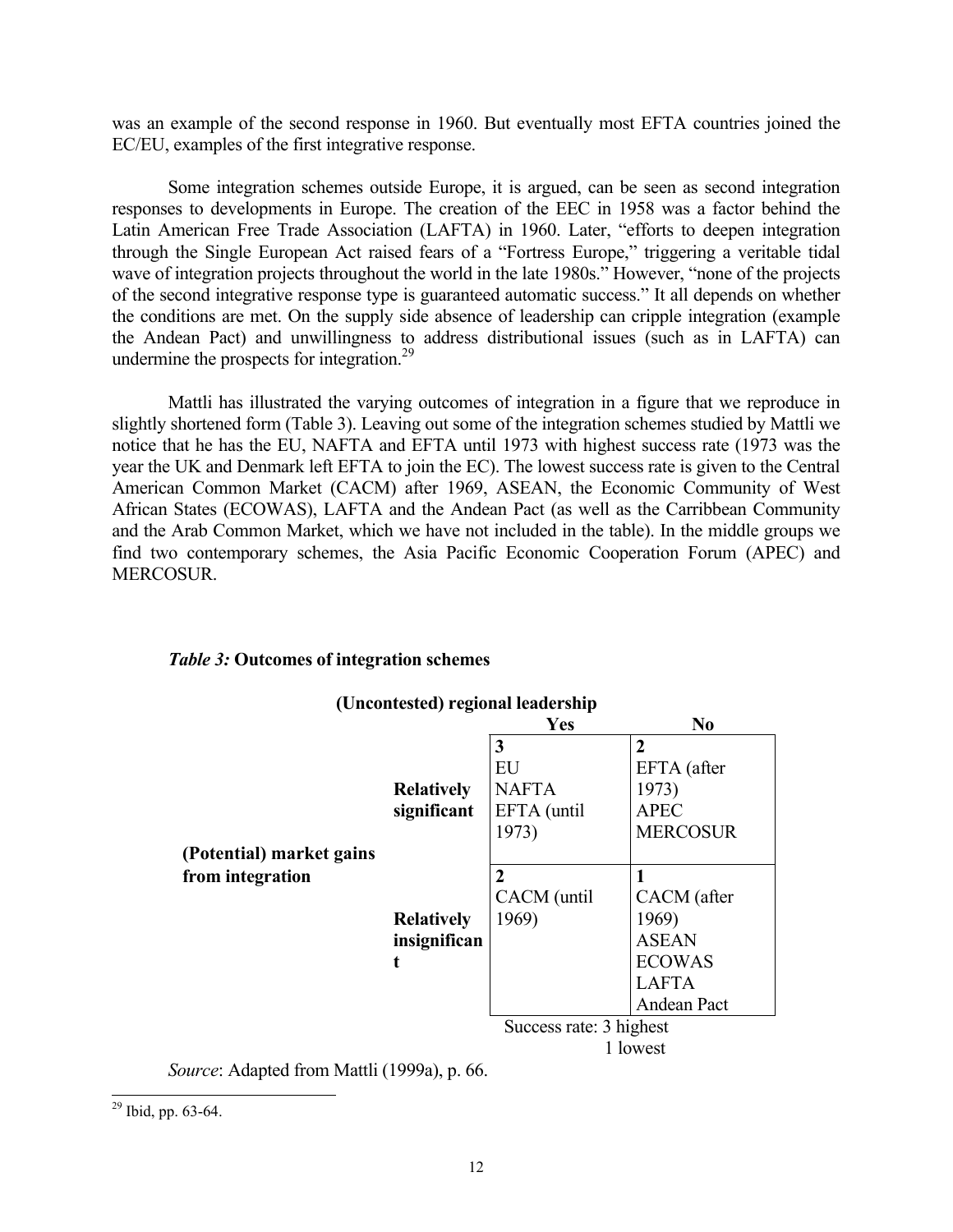was an example of the second response in 1960. But eventually most EFTA countries joined the EC/EU, examples of the first integrative response.

Some integration schemes outside Europe, it is argued, can be seen as second integration responses to developments in Europe. The creation of the EEC in 1958 was a factor behind the Latin American Free Trade Association (LAFTA) in 1960. Later, "efforts to deepen integration through the Single European Act raised fears of a "Fortress Europe," triggering a veritable tidal wave of integration projects throughout the world in the late 1980s." However, "none of the projects of the second integrative response type is guaranteed automatic success." It all depends on whether the conditions are met. On the supply side absence of leadership can cripple integration (example the Andean Pact) and unwillingness to address distributional issues (such as in LAFTA) can undermine the prospects for integration.[29]

Mattli has illustrated the varying outcomes of integration in a figure that we reproduce in slightly shortened form (Table 3). Leaving out some of the integration schemes studied by Mattli we notice that he has the EU, NAFTA and EFTA until 1973 with highest success rate (1973 was the year the UK and Denmark left EFTA to join the EC). The lowest success rate is given to the Central American Common Market (CACM) after 1969, ASEAN, the Economic Community of West African States (ECOWAS), LAFTA and the Andean Pact (as well as the Carribbean Community and the Arab Common Market, which we have not included in the table). In the middle groups we find two contemporary schemes, the Asia Pacific Economic Cooperation Forum (APEC) and MERCOSUR.

*Table 3:* **Outcomes of integration schemes**

| | | **(Uncontested) regional leadership** | |
|---|---|---|---|
| | | **Yes** | **No** |
| **(Potential) market gains from integration** | **Relatively significant** | **3** EU, NAFTA, EFTA (until 1973) | **2** EFTA (after 1973), APEC, MERCOSUR |
| | **Relatively insignificant** | **2** CACM (until 1969) | **1** CACM (after 1969), ASEAN, ECOWAS, LAFTA, Andean Pact |

Success rate: 3 highest, 1 lowest

*Source*: Adapted from Mattli (1999a), p. 66.

[29] Ibid, pp. 63-64.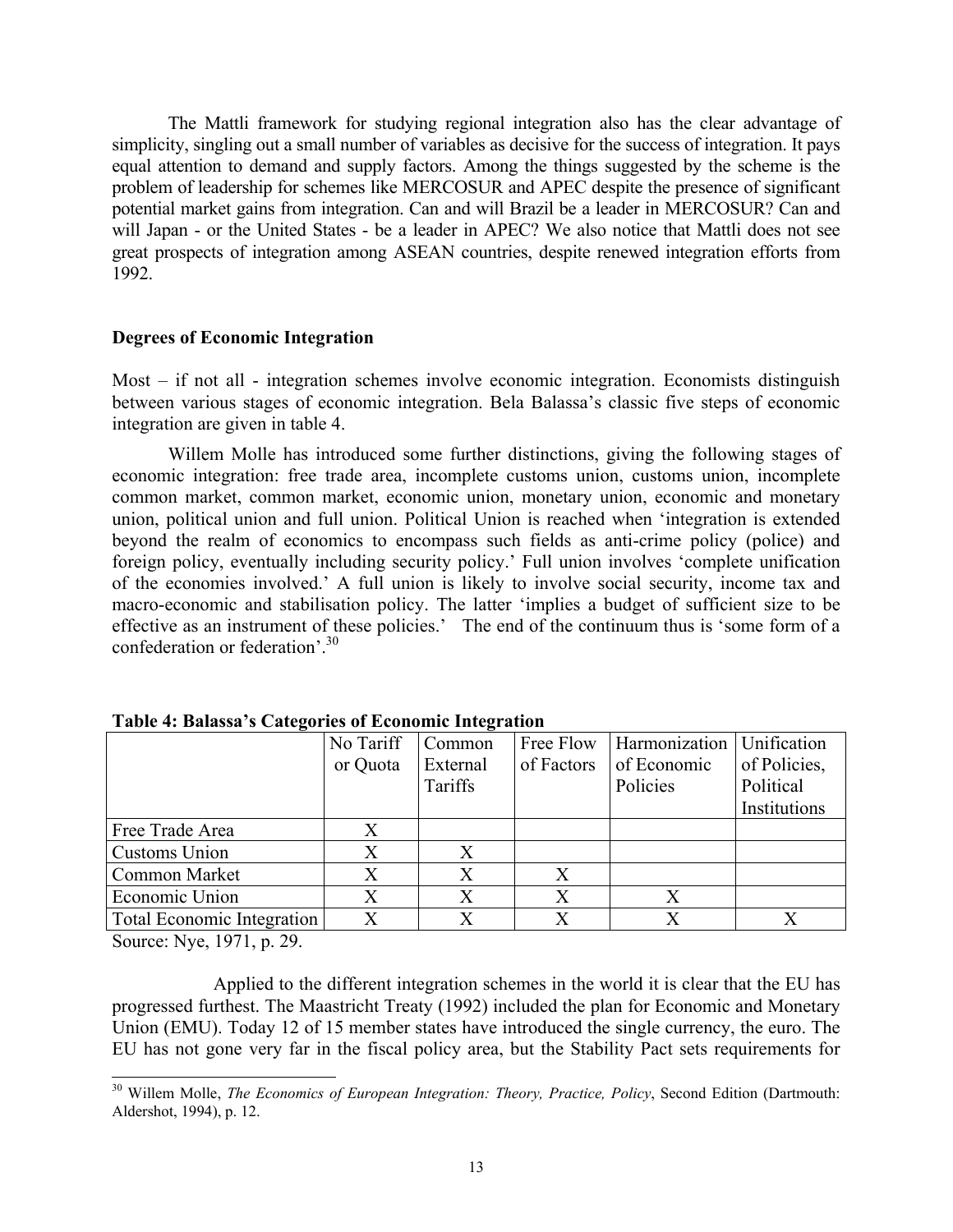The Mattli framework for studying regional integration also has the clear advantage of simplicity, singling out a small number of variables as decisive for the success of integration. It pays equal attention to demand and supply factors. Among the things suggested by the scheme is the problem of leadership for schemes like MERCOSUR and APEC despite the presence of significant potential market gains from integration. Can and will Brazil be a leader in MERCOSUR? Can and will Japan - or the United States - be a leader in APEC? We also notice that Mattli does not see great prospects of integration among ASEAN countries, despite renewed integration efforts from 1992.

**Degrees of Economic Integration**

Most – if not all - integration schemes involve economic integration. Economists distinguish between various stages of economic integration. Bela Balassa's classic five steps of economic integration are given in table 4.

Willem Molle has introduced some further distinctions, giving the following stages of economic integration: free trade area, incomplete customs union, customs union, incomplete common market, common market, economic union, monetary union, economic and monetary union, political union and full union. Political Union is reached when 'integration is extended beyond the realm of economics to encompass such fields as anti-crime policy (police) and foreign policy, eventually including security policy.' Full union involves 'complete unification of the economies involved.' A full union is likely to involve social security, income tax and macro-economic and stabilisation policy. The latter 'implies a budget of sufficient size to be effective as an instrument of these policies.' The end of the continuum thus is 'some form of a confederation or federation'.[30]

**Table 4: Balassa's Categories of Economic Integration**

| | No Tariff or Quota | Common External Tariffs | Free Flow of Factors | Harmonization of Economic Policies | Unification of Policies, Political Institutions |
|---|---|---|---|---|---|
| Free Trade Area | X | | | | |
| Customs Union | X | X | | | |
| Common Market | X | X | X | | |
| Economic Union | X | X | X | X | |
| Total Economic Integration | X | X | X | X | X |

Source: Nye, 1971, p. 29.

Applied to the different integration schemes in the world it is clear that the EU has progressed furthest. The Maastricht Treaty (1992) included the plan for Economic and Monetary Union (EMU). Today 12 of 15 member states have introduced the single currency, the euro. The EU has not gone very far in the fiscal policy area, but the Stability Pact sets requirements for

[30] Willem Molle, *The Economics of European Integration: Theory, Practice, Policy*, Second Edition (Dartmouth: Aldershot, 1994), p. 12.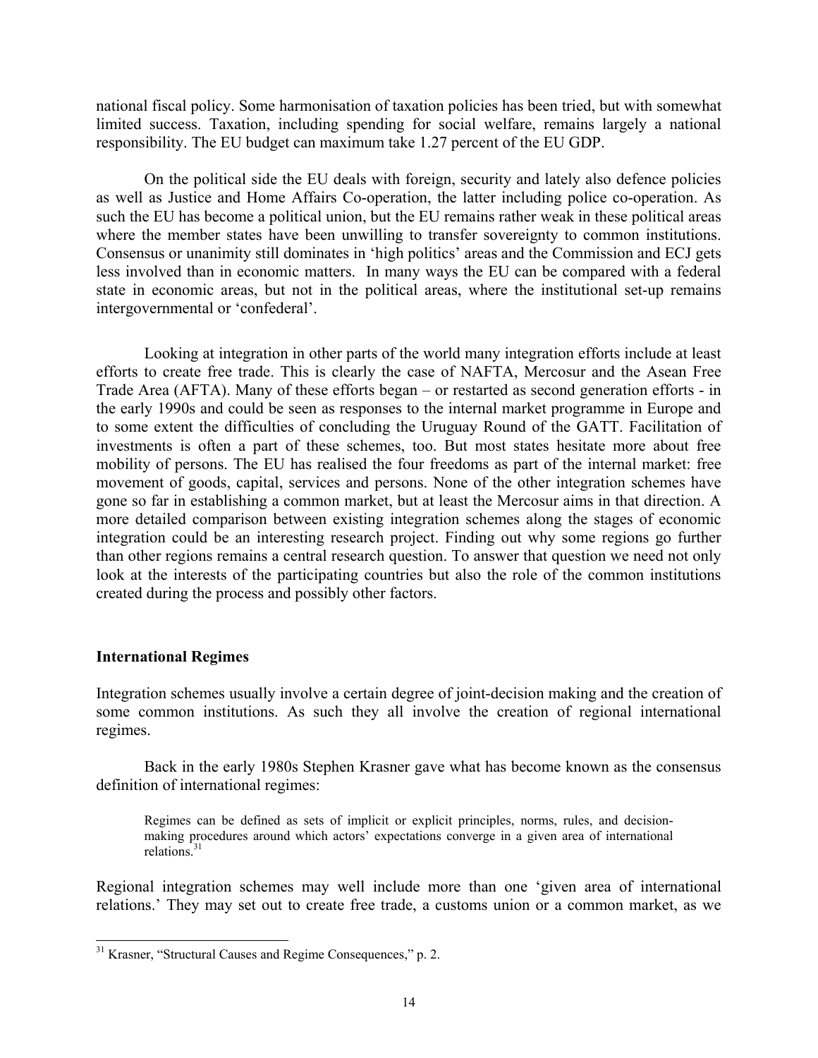national fiscal policy. Some harmonisation of taxation policies has been tried, but with somewhat limited success. Taxation, including spending for social welfare, remains largely a national responsibility. The EU budget can maximum take 1.27 percent of the EU GDP.

On the political side the EU deals with foreign, security and lately also defence policies as well as Justice and Home Affairs Co-operation, the latter including police co-operation. As such the EU has become a political union, but the EU remains rather weak in these political areas where the member states have been unwilling to transfer sovereignty to common institutions. Consensus or unanimity still dominates in 'high politics' areas and the Commission and ECJ gets less involved than in economic matters. In many ways the EU can be compared with a federal state in economic areas, but not in the political areas, where the institutional set-up remains intergovernmental or 'confederal'.

Looking at integration in other parts of the world many integration efforts include at least efforts to create free trade. This is clearly the case of NAFTA, Mercosur and the Asean Free Trade Area (AFTA). Many of these efforts began – or restarted as second generation efforts - in the early 1990s and could be seen as responses to the internal market programme in Europe and to some extent the difficulties of concluding the Uruguay Round of the GATT. Facilitation of investments is often a part of these schemes, too. But most states hesitate more about free mobility of persons. The EU has realised the four freedoms as part of the internal market: free movement of goods, capital, services and persons. None of the other integration schemes have gone so far in establishing a common market, but at least the Mercosur aims in that direction. A more detailed comparison between existing integration schemes along the stages of economic integration could be an interesting research project. Finding out why some regions go further than other regions remains a central research question. To answer that question we need not only look at the interests of the participating countries but also the role of the common institutions created during the process and possibly other factors.

### International Regimes

Integration schemes usually involve a certain degree of joint-decision making and the creation of some common institutions. As such they all involve the creation of regional international regimes.

Back in the early 1980s Stephen Krasner gave what has become known as the consensus definition of international regimes:

> Regimes can be defined as sets of implicit or explicit principles, norms, rules, and decision-making procedures around which actors' expectations converge in a given area of international relations.[31]

Regional integration schemes may well include more than one 'given area of international relations.' They may set out to create free trade, a customs union or a common market, as we

---

[31] Krasner, "Structural Causes and Regime Consequences," p. 2.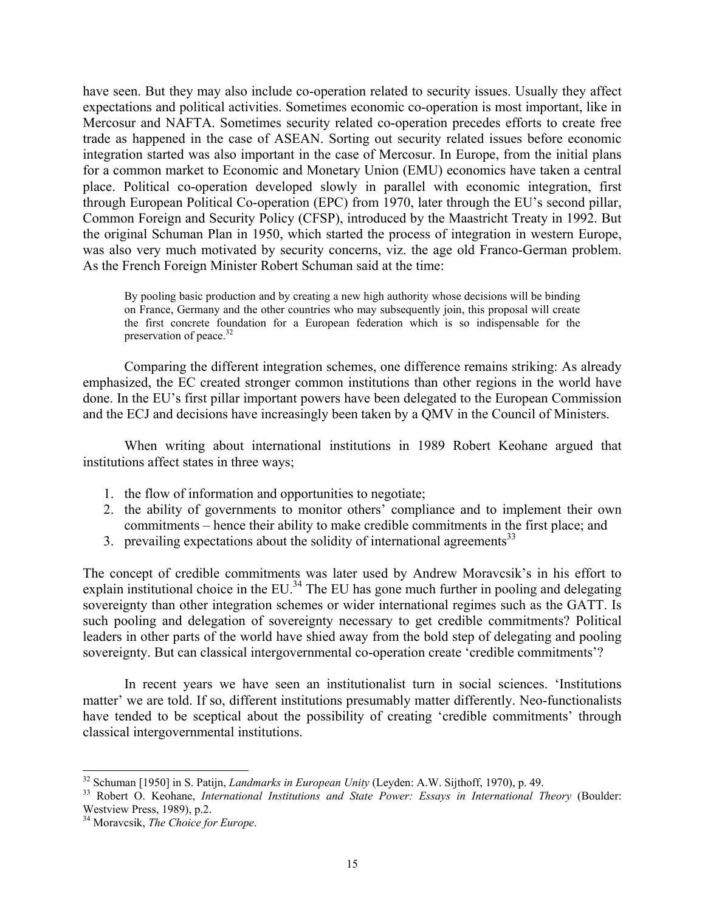have seen. But they may also include co-operation related to security issues. Usually they affect expectations and political activities. Sometimes economic co-operation is most important, like in Mercosur and NAFTA. Sometimes security related co-operation precedes efforts to create free trade as happened in the case of ASEAN. Sorting out security related issues before economic integration started was also important in the case of Mercosur. In Europe, from the initial plans for a common market to Economic and Monetary Union (EMU) economics have taken a central place. Political co-operation developed slowly in parallel with economic integration, first through European Political Co-operation (EPC) from 1970, later through the EU's second pillar, Common Foreign and Security Policy (CFSP), introduced by the Maastricht Treaty in 1992. But the original Schuman Plan in 1950, which started the process of integration in western Europe, was also very much motivated by security concerns, viz. the age old Franco-German problem. As the French Foreign Minister Robert Schuman said at the time:

> By pooling basic production and by creating a new high authority whose decisions will be binding on France, Germany and the other countries who may subsequently join, this proposal will create the first concrete foundation for a European federation which is so indispensable for the preservation of peace.[32]

Comparing the different integration schemes, one difference remains striking: As already emphasized, the EC created stronger common institutions than other regions in the world have done. In the EU's first pillar important powers have been delegated to the European Commission and the ECJ and decisions have increasingly been taken by a QMV in the Council of Ministers.

When writing about international institutions in 1989 Robert Keohane argued that institutions affect states in three ways;

1. the flow of information and opportunities to negotiate;
2. the ability of governments to monitor others' compliance and to implement their own commitments – hence their ability to make credible commitments in the first place; and
3. prevailing expectations about the solidity of international agreements[33]

The concept of credible commitments was later used by Andrew Moravcsik's in his effort to explain institutional choice in the EU.[34] The EU has gone much further in pooling and delegating sovereignty than other integration schemes or wider international regimes such as the GATT. Is such pooling and delegation of sovereignty necessary to get credible commitments? Political leaders in other parts of the world have shied away from the bold step of delegating and pooling sovereignty. But can classical intergovernmental co-operation create 'credible commitments'?

In recent years we have seen an institutionalist turn in social sciences. 'Institutions matter' we are told. If so, different institutions presumably matter differently. Neo-functionalists have tended to be sceptical about the possibility of creating 'credible commitments' through classical intergovernmental institutions.

---

[32] Schuman [1950] in S. Patijn, *Landmarks in European Unity* (Leyden: A.W. Sijthoff, 1970), p. 49.

[33] Robert O. Keohane, *International Institutions and State Power: Essays in International Theory* (Boulder: Westview Press, 1989), p.2.

[34] Moravcsik, *The Choice for Europe*.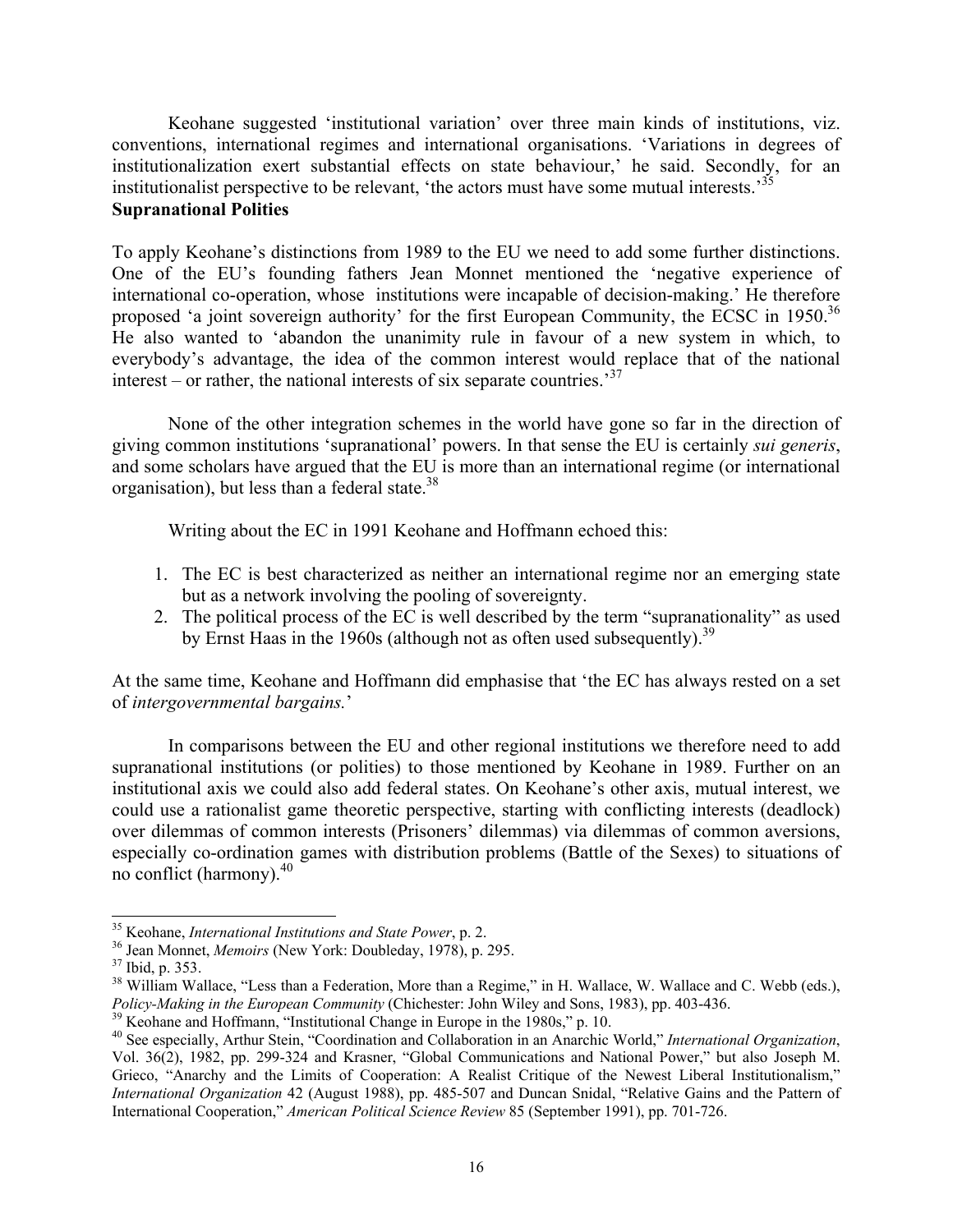Keohane suggested 'institutional variation' over three main kinds of institutions, viz. conventions, international regimes and international organisations. 'Variations in degrees of institutionalization exert substantial effects on state behaviour,' he said. Secondly, for an institutionalist perspective to be relevant, 'the actors must have some mutual interests.'[35]

**Supranational Polities**

To apply Keohane's distinctions from 1989 to the EU we need to add some further distinctions. One of the EU's founding fathers Jean Monnet mentioned the 'negative experience of international co-operation, whose institutions were incapable of decision-making.' He therefore proposed 'a joint sovereign authority' for the first European Community, the ECSC in 1950.[36] He also wanted to 'abandon the unanimity rule in favour of a new system in which, to everybody's advantage, the idea of the common interest would replace that of the national interest – or rather, the national interests of six separate countries.'[37]

None of the other integration schemes in the world have gone so far in the direction of giving common institutions 'supranational' powers. In that sense the EU is certainly *sui generis*, and some scholars have argued that the EU is more than an international regime (or international organisation), but less than a federal state.[38]

Writing about the EC in 1991 Keohane and Hoffmann echoed this:

1. The EC is best characterized as neither an international regime nor an emerging state but as a network involving the pooling of sovereignty.
2. The political process of the EC is well described by the term "supranationality" as used by Ernst Haas in the 1960s (although not as often used subsequently).[39]

At the same time, Keohane and Hoffmann did emphasise that 'the EC has always rested on a set of *intergovernmental bargains.*'

In comparisons between the EU and other regional institutions we therefore need to add supranational institutions (or polities) to those mentioned by Keohane in 1989. Further on an institutional axis we could also add federal states. On Keohane's other axis, mutual interest, we could use a rationalist game theoretic perspective, starting with conflicting interests (deadlock) over dilemmas of common interests (Prisoners' dilemmas) via dilemmas of common aversions, especially co-ordination games with distribution problems (Battle of the Sexes) to situations of no conflict (harmony).[40]

---

[35] Keohane, *International Institutions and State Power*, p. 2.

[36] Jean Monnet, *Memoirs* (New York: Doubleday, 1978), p. 295.

[37] Ibid, p. 353.

[38] William Wallace, "Less than a Federation, More than a Regime," in H. Wallace, W. Wallace and C. Webb (eds.), *Policy-Making in the European Community* (Chichester: John Wiley and Sons, 1983), pp. 403-436.

[39] Keohane and Hoffmann, "Institutional Change in Europe in the 1980s," p. 10.

[40] See especially, Arthur Stein, "Coordination and Collaboration in an Anarchic World," *International Organization*, Vol. 36(2), 1982, pp. 299-324 and Krasner, "Global Communications and National Power," but also Joseph M. Grieco, "Anarchy and the Limits of Cooperation: A Realist Critique of the Newest Liberal Institutionalism," *International Organization* 42 (August 1988), pp. 485-507 and Duncan Snidal, "Relative Gains and the Pattern of International Cooperation," *American Political Science Review* 85 (September 1991), pp. 701-726.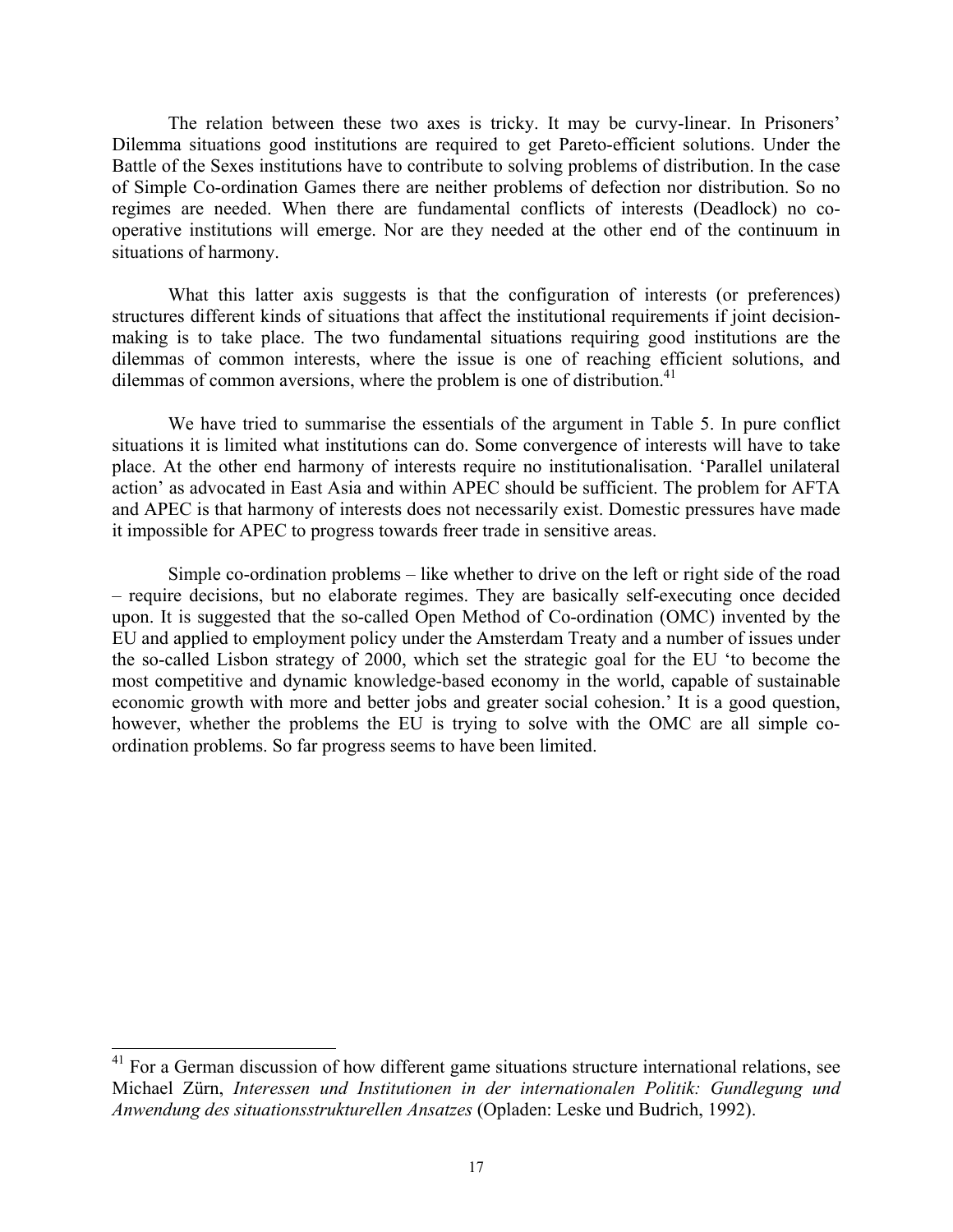The relation between these two axes is tricky. It may be curvy-linear. In Prisoners' Dilemma situations good institutions are required to get Pareto-efficient solutions. Under the Battle of the Sexes institutions have to contribute to solving problems of distribution. In the case of Simple Co-ordination Games there are neither problems of defection nor distribution. So no regimes are needed. When there are fundamental conflicts of interests (Deadlock) no co-operative institutions will emerge. Nor are they needed at the other end of the continuum in situations of harmony.

What this latter axis suggests is that the configuration of interests (or preferences) structures different kinds of situations that affect the institutional requirements if joint decision-making is to take place. The two fundamental situations requiring good institutions are the dilemmas of common interests, where the issue is one of reaching efficient solutions, and dilemmas of common aversions, where the problem is one of distribution.[41]

We have tried to summarise the essentials of the argument in Table 5. In pure conflict situations it is limited what institutions can do. Some convergence of interests will have to take place. At the other end harmony of interests require no institutionalisation. 'Parallel unilateral action' as advocated in East Asia and within APEC should be sufficient. The problem for AFTA and APEC is that harmony of interests does not necessarily exist. Domestic pressures have made it impossible for APEC to progress towards freer trade in sensitive areas.

Simple co-ordination problems – like whether to drive on the left or right side of the road – require decisions, but no elaborate regimes. They are basically self-executing once decided upon. It is suggested that the so-called Open Method of Co-ordination (OMC) invented by the EU and applied to employment policy under the Amsterdam Treaty and a number of issues under the so-called Lisbon strategy of 2000, which set the strategic goal for the EU 'to become the most competitive and dynamic knowledge-based economy in the world, capable of sustainable economic growth with more and better jobs and greater social cohesion.' It is a good question, however, whether the problems the EU is trying to solve with the OMC are all simple co-ordination problems. So far progress seems to have been limited.

---

[41] For a German discussion of how different game situations structure international relations, see Michael Zürn, *Interessen und Institutionen in der internationalen Politik: Gundlegung und Anwendung des situationsstrukturellen Ansatzes* (Opladen: Leske und Budrich, 1992).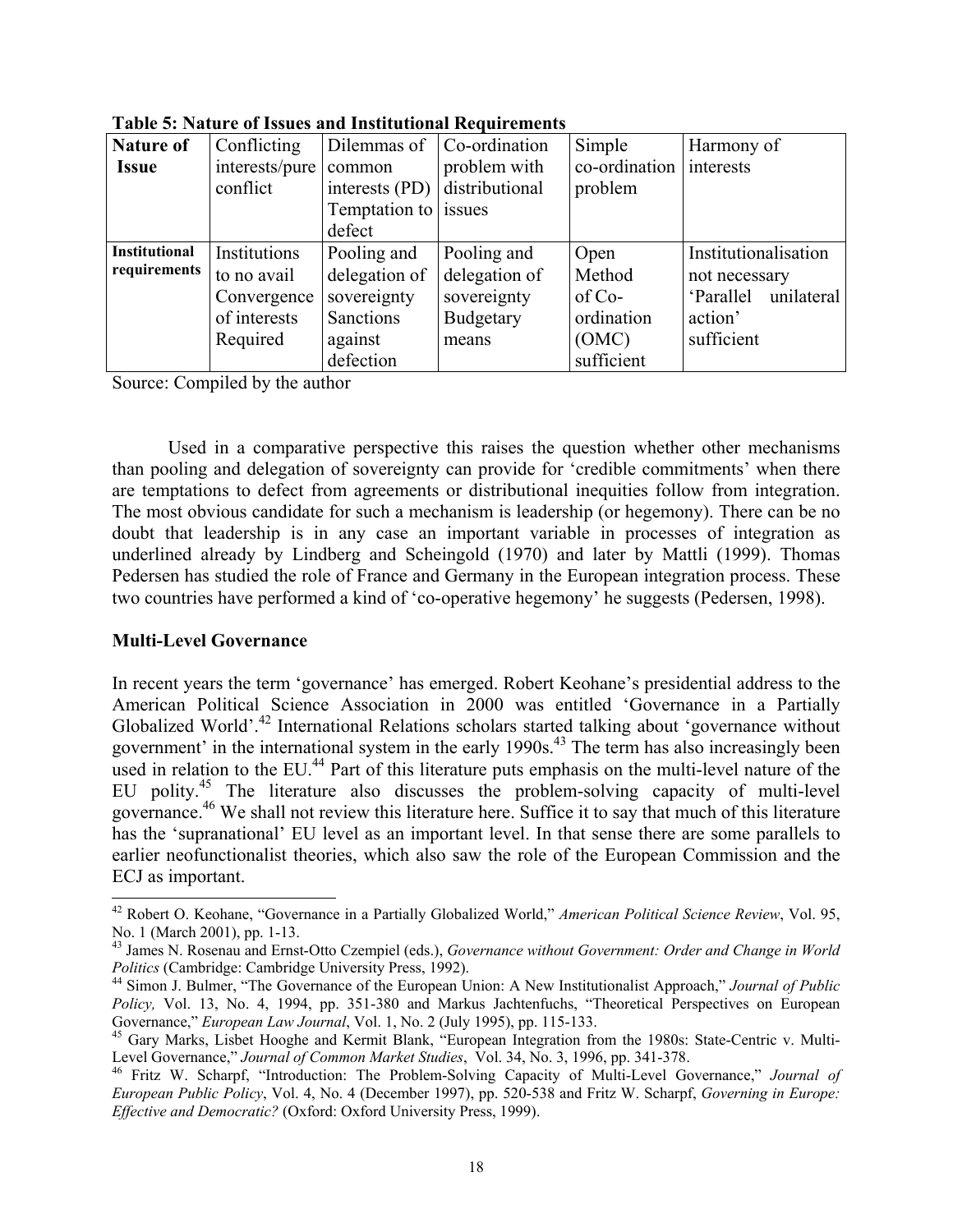**Table 5: Nature of Issues and Institutional Requirements**

| **Nature of Issue** | Conflicting interests/pure conflict | Dilemmas of common interests (PD) Temptation to defect | Co-ordination problem with distributional issues | Simple co-ordination problem | Harmony of interests |
|---|---|---|---|---|---|
| **Institutional requirements** | Institutions to no avail Convergence of interests Required | Pooling and delegation of sovereignty Sanctions against defection | Pooling and delegation of sovereignty Budgetary means | Open Method of Co-ordination (OMC) sufficient | Institutionalisation not necessary 'Parallel unilateral action' sufficient |

Source: Compiled by the author

Used in a comparative perspective this raises the question whether other mechanisms than pooling and delegation of sovereignty can provide for 'credible commitments' when there are temptations to defect from agreements or distributional inequities follow from integration. The most obvious candidate for such a mechanism is leadership (or hegemony). There can be no doubt that leadership is in any case an important variable in processes of integration as underlined already by Lindberg and Scheingold (1970) and later by Mattli (1999). Thomas Pedersen has studied the role of France and Germany in the European integration process. These two countries have performed a kind of 'co-operative hegemony' he suggests (Pedersen, 1998).

### Multi-Level Governance

In recent years the term 'governance' has emerged. Robert Keohane's presidential address to the American Political Science Association in 2000 was entitled 'Governance in a Partially Globalized World'.[42] International Relations scholars started talking about 'governance without government' in the international system in the early 1990s.[43] The term has also increasingly been used in relation to the EU.[44] Part of this literature puts emphasis on the multi-level nature of the EU polity.[45] The literature also discusses the problem-solving capacity of multi-level governance.[46] We shall not review this literature here. Suffice it to say that much of this literature has the 'supranational' EU level as an important level. In that sense there are some parallels to earlier neofunctionalist theories, which also saw the role of the European Commission and the ECJ as important.

---

[42] Robert O. Keohane, "Governance in a Partially Globalized World," *American Political Science Review*, Vol. 95, No. 1 (March 2001), pp. 1-13.

[43] James N. Rosenau and Ernst-Otto Czempiel (eds.), *Governance without Government: Order and Change in World Politics* (Cambridge: Cambridge University Press, 1992).

[44] Simon J. Bulmer, "The Governance of the European Union: A New Institutionalist Approach," *Journal of Public Policy,* Vol. 13, No. 4, 1994, pp. 351-380 and Markus Jachtenfuchs, "Theoretical Perspectives on European Governance," *European Law Journal*, Vol. 1, No. 2 (July 1995), pp. 115-133.

[45] Gary Marks, Lisbet Hooghe and Kermit Blank, "European Integration from the 1980s: State-Centric v. Multi-Level Governance," *Journal of Common Market Studies*, Vol. 34, No. 3, 1996, pp. 341-378.

[46] Fritz W. Scharpf, "Introduction: The Problem-Solving Capacity of Multi-Level Governance," *Journal of European Public Policy*, Vol. 4, No. 4 (December 1997), pp. 520-538 and Fritz W. Scharpf, *Governing in Europe: Effective and Democratic?* (Oxford: Oxford University Press, 1999).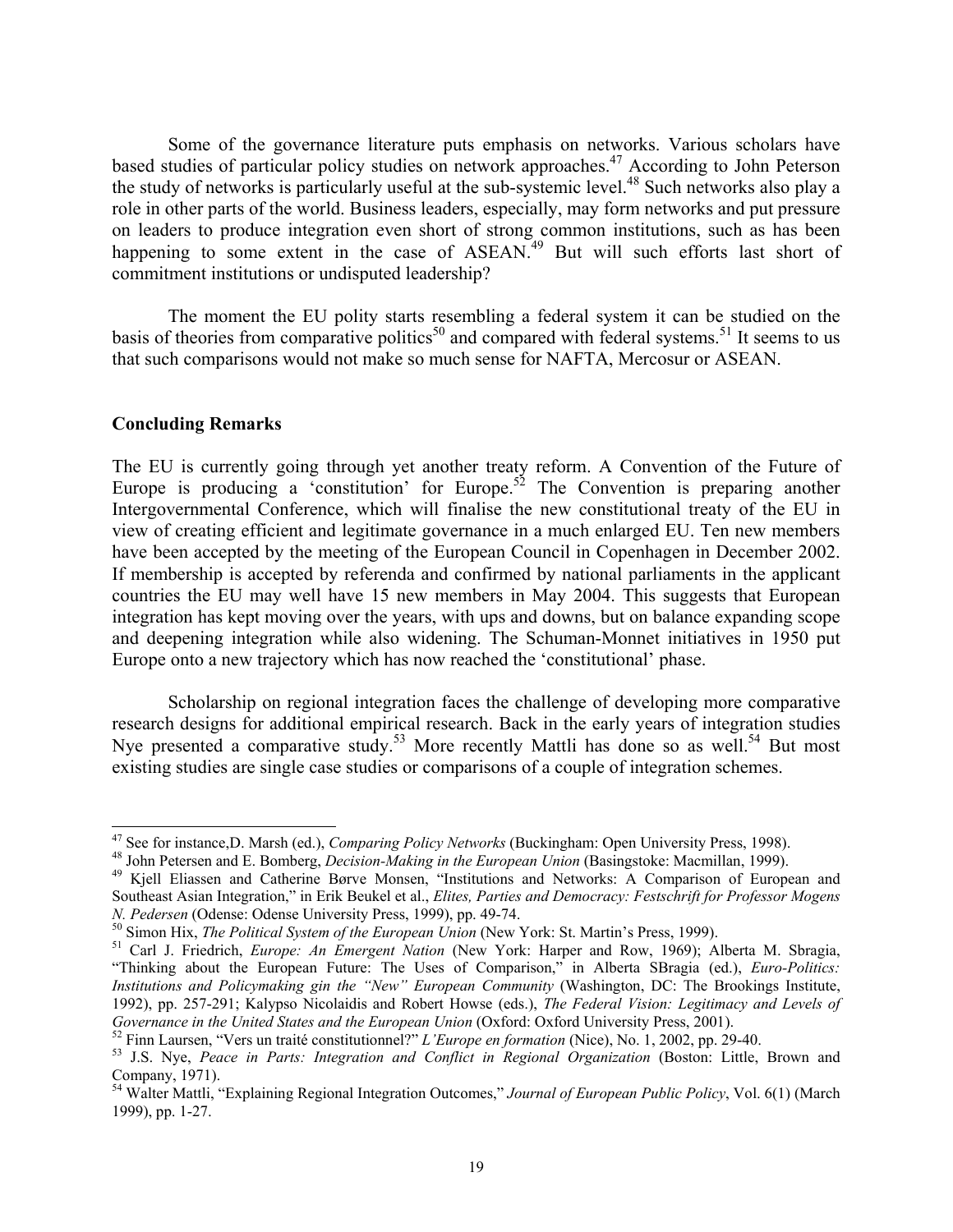Some of the governance literature puts emphasis on networks. Various scholars have based studies of particular policy studies on network approaches.[47] According to John Peterson the study of networks is particularly useful at the sub-systemic level.[48] Such networks also play a role in other parts of the world. Business leaders, especially, may form networks and put pressure on leaders to produce integration even short of strong common institutions, such as has been happening to some extent in the case of ASEAN.[49] But will such efforts last short of commitment institutions or undisputed leadership?

The moment the EU polity starts resembling a federal system it can be studied on the basis of theories from comparative politics[50] and compared with federal systems.[51] It seems to us that such comparisons would not make so much sense for NAFTA, Mercosur or ASEAN.

## Concluding Remarks

The EU is currently going through yet another treaty reform. A Convention of the Future of Europe is producing a 'constitution' for Europe.[52] The Convention is preparing another Intergovernmental Conference, which will finalise the new constitutional treaty of the EU in view of creating efficient and legitimate governance in a much enlarged EU. Ten new members have been accepted by the meeting of the European Council in Copenhagen in December 2002. If membership is accepted by referenda and confirmed by national parliaments in the applicant countries the EU may well have 15 new members in May 2004. This suggests that European integration has kept moving over the years, with ups and downs, but on balance expanding scope and deepening integration while also widening. The Schuman-Monnet initiatives in 1950 put Europe onto a new trajectory which has now reached the 'constitutional' phase.

Scholarship on regional integration faces the challenge of developing more comparative research designs for additional empirical research. Back in the early years of integration studies Nye presented a comparative study.[53] More recently Mattli has done so as well.[54] But most existing studies are single case studies or comparisons of a couple of integration schemes.

---

[47] See for instance,D. Marsh (ed.), *Comparing Policy Networks* (Buckingham: Open University Press, 1998).

[48] John Petersen and E. Bomberg, *Decision-Making in the European Union* (Basingstoke: Macmillan, 1999).

[49] Kjell Eliassen and Catherine Børve Monsen, "Institutions and Networks: A Comparison of European and Southeast Asian Integration," in Erik Beukel et al., *Elites, Parties and Democracy: Festschrift for Professor Mogens N. Pedersen* (Odense: Odense University Press, 1999), pp. 49-74.

[50] Simon Hix, *The Political System of the European Union* (New York: St. Martin's Press, 1999).

[51] Carl J. Friedrich, *Europe: An Emergent Nation* (New York: Harper and Row, 1969); Alberta M. Sbragia, "Thinking about the European Future: The Uses of Comparison," in Alberta SBragia (ed.), *Euro-Politics: Institutions and Policymaking gin the "New" European Community* (Washington, DC: The Brookings Institute, 1992), pp. 257-291; Kalypso Nicolaidis and Robert Howse (eds.), *The Federal Vision: Legitimacy and Levels of Governance in the United States and the European Union* (Oxford: Oxford University Press, 2001).

[52] Finn Laursen, "Vers un traité constitutionnel?" *L'Europe en formation* (Nice), No. 1, 2002, pp. 29-40.

[53] J.S. Nye, *Peace in Parts: Integration and Conflict in Regional Organization* (Boston: Little, Brown and Company, 1971).

[54] Walter Mattli, "Explaining Regional Integration Outcomes," *Journal of European Public Policy*, Vol. 6(1) (March 1999), pp. 1-27.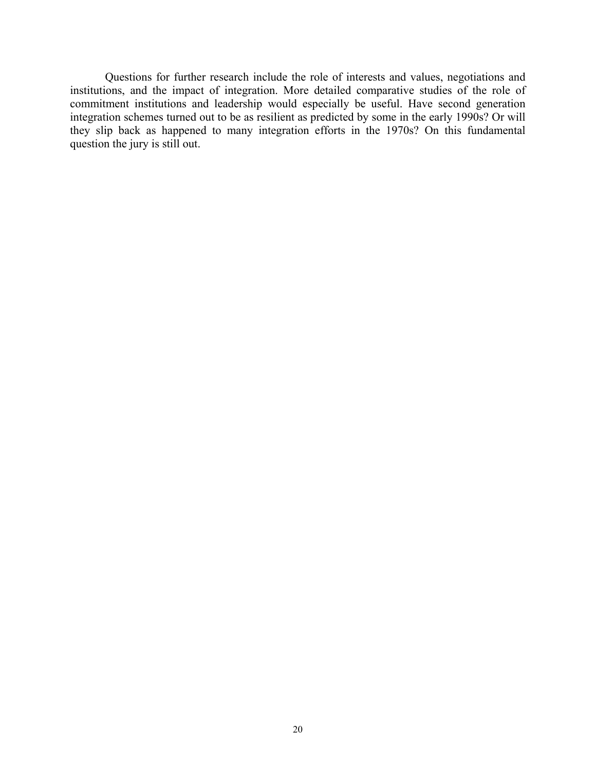Questions for further research include the role of interests and values, negotiations and institutions, and the impact of integration. More detailed comparative studies of the role of commitment institutions and leadership would especially be useful. Have second generation integration schemes turned out to be as resilient as predicted by some in the early 1990s? Or will they slip back as happened to many integration efforts in the 1970s? On this fundamental question the jury is still out.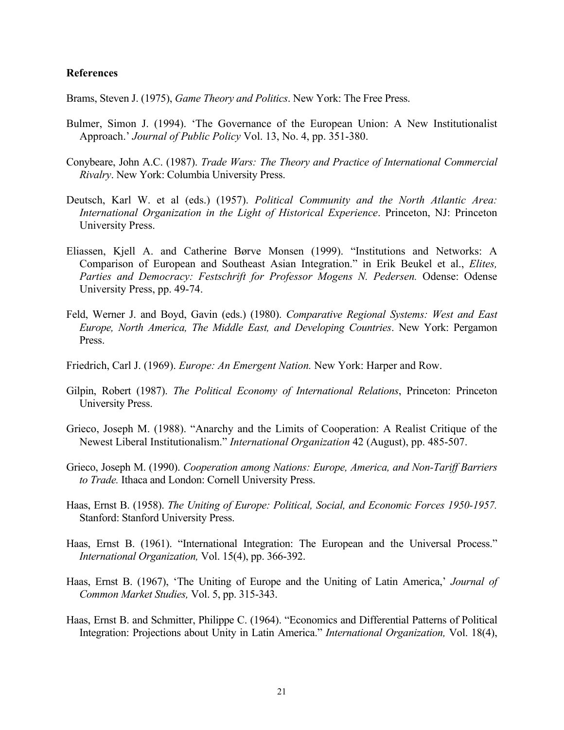**References**

Brams, Steven J. (1975), *Game Theory and Politics*. New York: The Free Press.

Bulmer, Simon J. (1994). 'The Governance of the European Union: A New Institutionalist Approach.' *Journal of Public Policy* Vol. 13, No. 4, pp. 351-380.

Conybeare, John A.C. (1987). *Trade Wars: The Theory and Practice of International Commercial Rivalry*. New York: Columbia University Press.

Deutsch, Karl W. et al (eds.) (1957). *Political Community and the North Atlantic Area: International Organization in the Light of Historical Experience*. Princeton, NJ: Princeton University Press.

Eliassen, Kjell A. and Catherine Børve Monsen (1999). "Institutions and Networks: A Comparison of European and Southeast Asian Integration." in Erik Beukel et al., *Elites, Parties and Democracy: Festschrift for Professor Mogens N. Pedersen.* Odense: Odense University Press, pp. 49-74.

Feld, Werner J. and Boyd, Gavin (eds.) (1980). *Comparative Regional Systems: West and East Europe, North America, The Middle East, and Developing Countries*. New York: Pergamon Press.

Friedrich, Carl J. (1969). *Europe: An Emergent Nation.* New York: Harper and Row.

Gilpin, Robert (1987). *The Political Economy of International Relations*, Princeton: Princeton University Press.

Grieco, Joseph M. (1988). "Anarchy and the Limits of Cooperation: A Realist Critique of the Newest Liberal Institutionalism." *International Organization* 42 (August), pp. 485-507.

Grieco, Joseph M. (1990). *Cooperation among Nations: Europe, America, and Non-Tariff Barriers to Trade.* Ithaca and London: Cornell University Press.

Haas, Ernst B. (1958). *The Uniting of Europe: Political, Social, and Economic Forces 1950-1957.* Stanford: Stanford University Press.

Haas, Ernst B. (1961). "International Integration: The European and the Universal Process." *International Organization,* Vol. 15(4), pp. 366-392.

Haas, Ernst B. (1967), 'The Uniting of Europe and the Uniting of Latin America,' *Journal of Common Market Studies,* Vol. 5, pp. 315-343.

Haas, Ernst B. and Schmitter, Philippe C. (1964). "Economics and Differential Patterns of Political Integration: Projections about Unity in Latin America." *International Organization,* Vol. 18(4),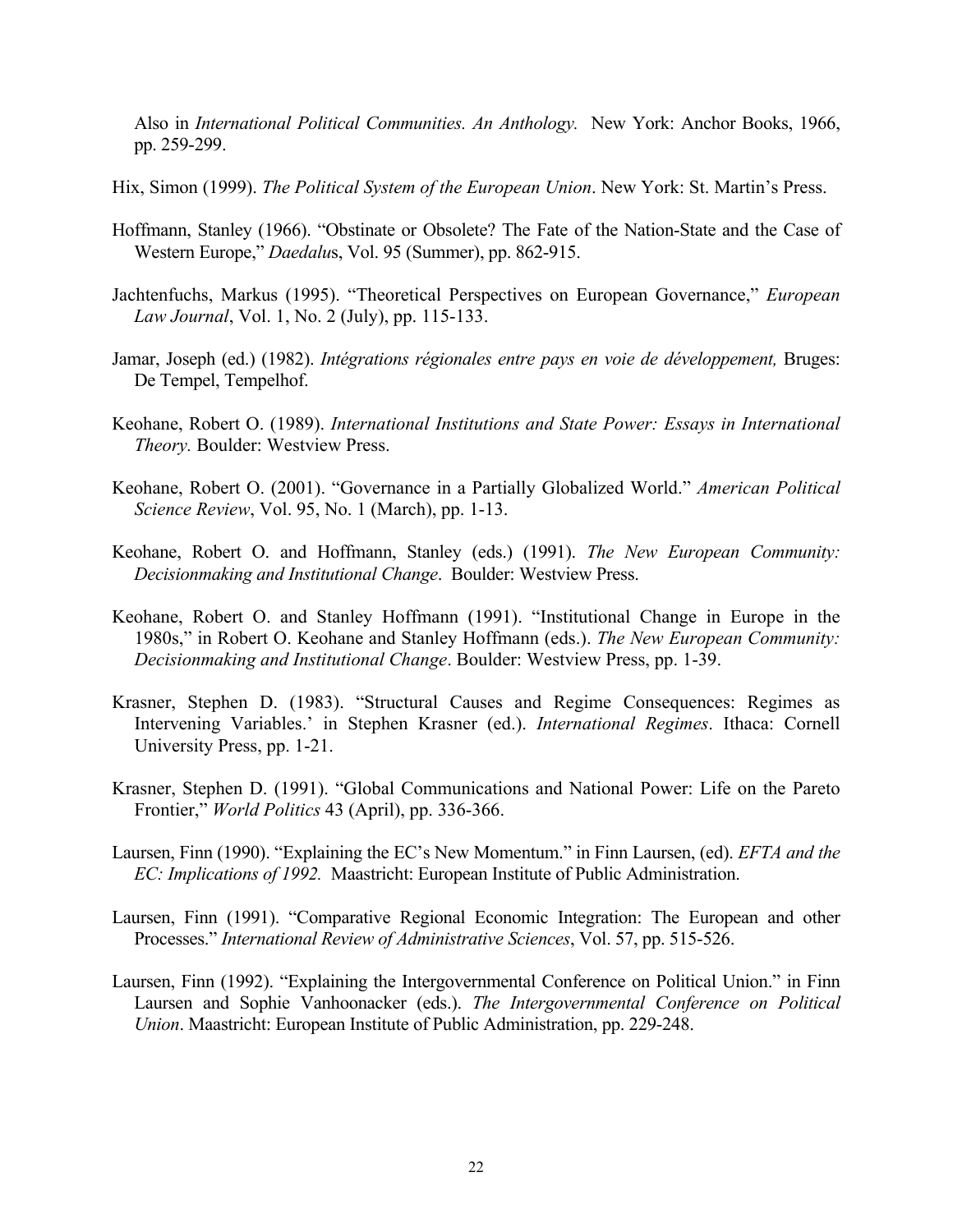Also in *International Political Communities. An Anthology.* New York: Anchor Books, 1966, pp. 259-299.

Hix, Simon (1999). *The Political System of the European Union*. New York: St. Martin's Press.

Hoffmann, Stanley (1966). "Obstinate or Obsolete? The Fate of the Nation-State and the Case of Western Europe," *Daedalu*s, Vol. 95 (Summer), pp. 862-915.

Jachtenfuchs, Markus (1995). "Theoretical Perspectives on European Governance," *European Law Journal*, Vol. 1, No. 2 (July), pp. 115-133.

Jamar, Joseph (ed.) (1982). *Intégrations régionales entre pays en voie de développement,* Bruges: De Tempel, Tempelhof.

Keohane, Robert O. (1989). *International Institutions and State Power: Essays in International Theory.* Boulder: Westview Press.

Keohane, Robert O. (2001). "Governance in a Partially Globalized World." *American Political Science Review*, Vol. 95, No. 1 (March), pp. 1-13.

Keohane, Robert O. and Hoffmann, Stanley (eds.) (1991). *The New European Community: Decisionmaking and Institutional Change*. Boulder: Westview Press.

Keohane, Robert O. and Stanley Hoffmann (1991). "Institutional Change in Europe in the 1980s," in Robert O. Keohane and Stanley Hoffmann (eds.). *The New European Community: Decisionmaking and Institutional Change*. Boulder: Westview Press, pp. 1-39.

Krasner, Stephen D. (1983). "Structural Causes and Regime Consequences: Regimes as Intervening Variables.' in Stephen Krasner (ed.). *International Regimes*. Ithaca: Cornell University Press, pp. 1-21.

Krasner, Stephen D. (1991). "Global Communications and National Power: Life on the Pareto Frontier," *World Politics* 43 (April), pp. 336-366.

Laursen, Finn (1990). "Explaining the EC's New Momentum." in Finn Laursen, (ed). *EFTA and the EC: Implications of 1992.* Maastricht: European Institute of Public Administration.

Laursen, Finn (1991). "Comparative Regional Economic Integration: The European and other Processes." *International Review of Administrative Sciences*, Vol. 57, pp. 515-526.

Laursen, Finn (1992). "Explaining the Intergovernmental Conference on Political Union." in Finn Laursen and Sophie Vanhoonacker (eds.). *The Intergovernmental Conference on Political Union*. Maastricht: European Institute of Public Administration, pp. 229-248.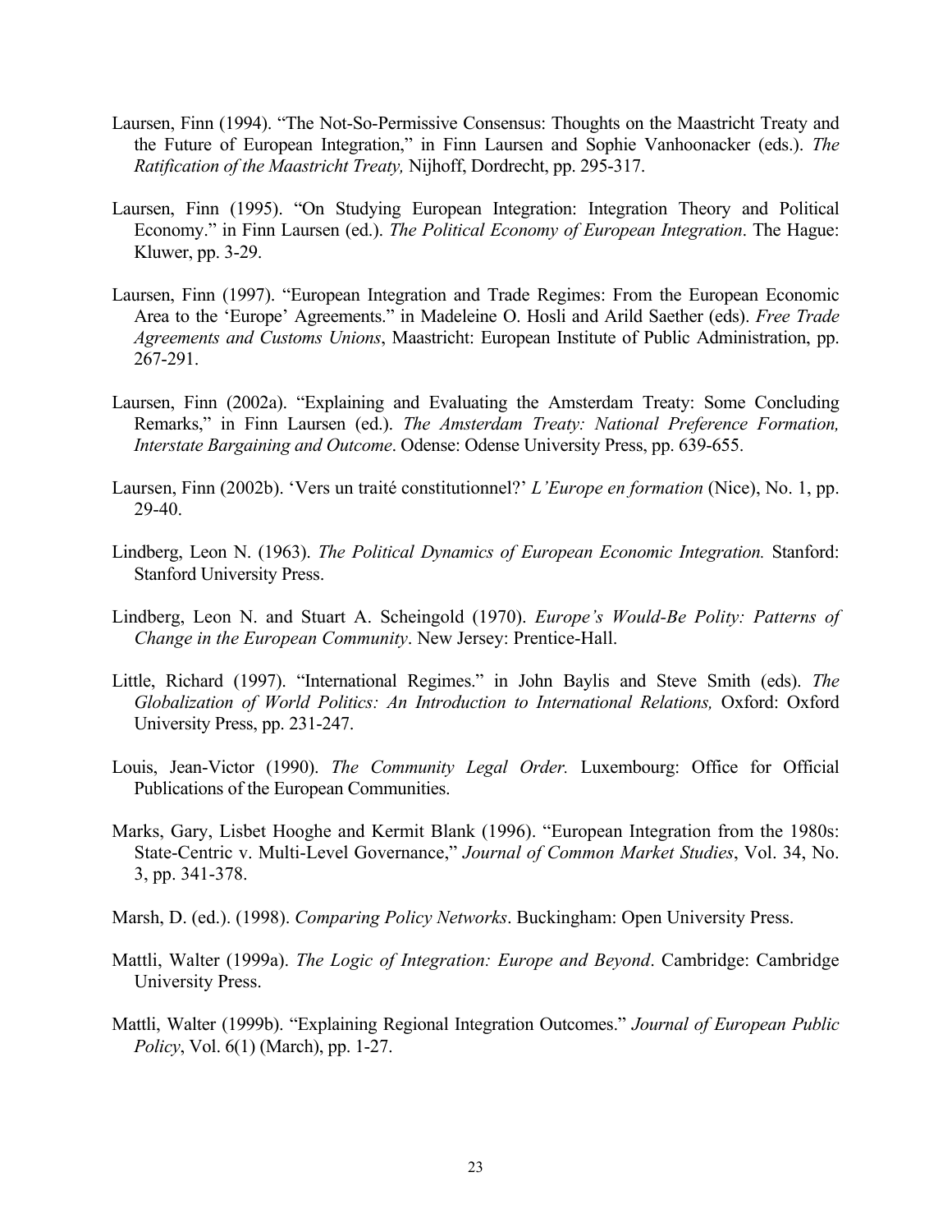Laursen, Finn (1994). "The Not-So-Permissive Consensus: Thoughts on the Maastricht Treaty and the Future of European Integration," in Finn Laursen and Sophie Vanhoonacker (eds.). *The Ratification of the Maastricht Treaty,* Nijhoff, Dordrecht, pp. 295-317.

Laursen, Finn (1995). "On Studying European Integration: Integration Theory and Political Economy." in Finn Laursen (ed.). *The Political Economy of European Integration*. The Hague: Kluwer, pp. 3-29.

Laursen, Finn (1997). "European Integration and Trade Regimes: From the European Economic Area to the 'Europe' Agreements." in Madeleine O. Hosli and Arild Saether (eds). *Free Trade Agreements and Customs Unions*, Maastricht: European Institute of Public Administration, pp. 267-291.

Laursen, Finn (2002a). "Explaining and Evaluating the Amsterdam Treaty: Some Concluding Remarks," in Finn Laursen (ed.). *The Amsterdam Treaty: National Preference Formation, Interstate Bargaining and Outcome*. Odense: Odense University Press, pp. 639-655.

Laursen, Finn (2002b). 'Vers un traité constitutionnel?' *L'Europe en formation* (Nice), No. 1, pp. 29-40.

Lindberg, Leon N. (1963). *The Political Dynamics of European Economic Integration.* Stanford: Stanford University Press.

Lindberg, Leon N. and Stuart A. Scheingold (1970). *Europe's Would-Be Polity: Patterns of Change in the European Community*. New Jersey: Prentice-Hall.

Little, Richard (1997). "International Regimes." in John Baylis and Steve Smith (eds). *The Globalization of World Politics: An Introduction to International Relations,* Oxford: Oxford University Press, pp. 231-247.

Louis, Jean-Victor (1990). *The Community Legal Order.* Luxembourg: Office for Official Publications of the European Communities.

Marks, Gary, Lisbet Hooghe and Kermit Blank (1996). "European Integration from the 1980s: State-Centric v. Multi-Level Governance," *Journal of Common Market Studies*, Vol. 34, No. 3, pp. 341-378.

Marsh, D. (ed.). (1998). *Comparing Policy Networks*. Buckingham: Open University Press.

Mattli, Walter (1999a). *The Logic of Integration: Europe and Beyond*. Cambridge: Cambridge University Press.

Mattli, Walter (1999b). "Explaining Regional Integration Outcomes." *Journal of European Public Policy*, Vol. 6(1) (March), pp. 1-27.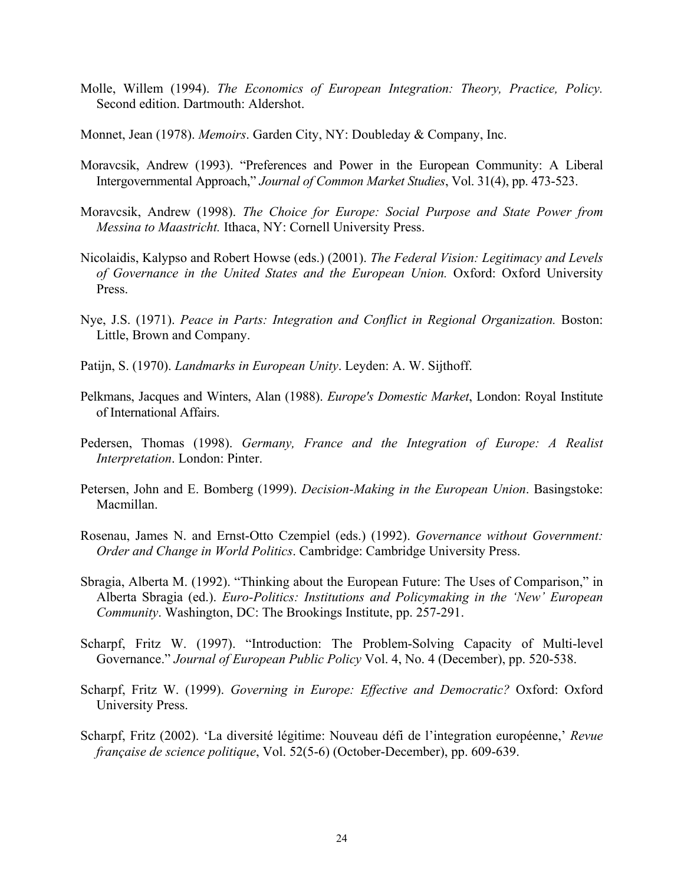Molle, Willem (1994). *The Economics of European Integration: Theory, Practice, Policy.* Second edition. Dartmouth: Aldershot.

Monnet, Jean (1978). *Memoirs*. Garden City, NY: Doubleday & Company, Inc.

Moravcsik, Andrew (1993). "Preferences and Power in the European Community: A Liberal Intergovernmental Approach," *Journal of Common Market Studies*, Vol. 31(4), pp. 473-523.

Moravcsik, Andrew (1998). *The Choice for Europe: Social Purpose and State Power from Messina to Maastricht.* Ithaca, NY: Cornell University Press.

Nicolaidis, Kalypso and Robert Howse (eds.) (2001). *The Federal Vision: Legitimacy and Levels of Governance in the United States and the European Union.* Oxford: Oxford University Press.

Nye, J.S. (1971). *Peace in Parts: Integration and Conflict in Regional Organization.* Boston: Little, Brown and Company.

Patijn, S. (1970). *Landmarks in European Unity*. Leyden: A. W. Sijthoff.

Pelkmans, Jacques and Winters, Alan (1988). *Europe's Domestic Market*, London: Royal Institute of International Affairs.

Pedersen, Thomas (1998). *Germany, France and the Integration of Europe: A Realist Interpretation*. London: Pinter.

Petersen, John and E. Bomberg (1999). *Decision-Making in the European Union*. Basingstoke: Macmillan.

Rosenau, James N. and Ernst-Otto Czempiel (eds.) (1992). *Governance without Government: Order and Change in World Politics*. Cambridge: Cambridge University Press.

Sbragia, Alberta M. (1992). "Thinking about the European Future: The Uses of Comparison," in Alberta Sbragia (ed.). *Euro-Politics: Institutions and Policymaking in the 'New' European Community*. Washington, DC: The Brookings Institute, pp. 257-291.

Scharpf, Fritz W. (1997). "Introduction: The Problem-Solving Capacity of Multi-level Governance." *Journal of European Public Policy* Vol. 4, No. 4 (December), pp. 520-538.

Scharpf, Fritz W. (1999). *Governing in Europe: Effective and Democratic?* Oxford: Oxford University Press.

Scharpf, Fritz (2002). 'La diversité légitime: Nouveau défi de l'integration européenne,' *Revue française de science politique*, Vol. 52(5-6) (October-December), pp. 609-639.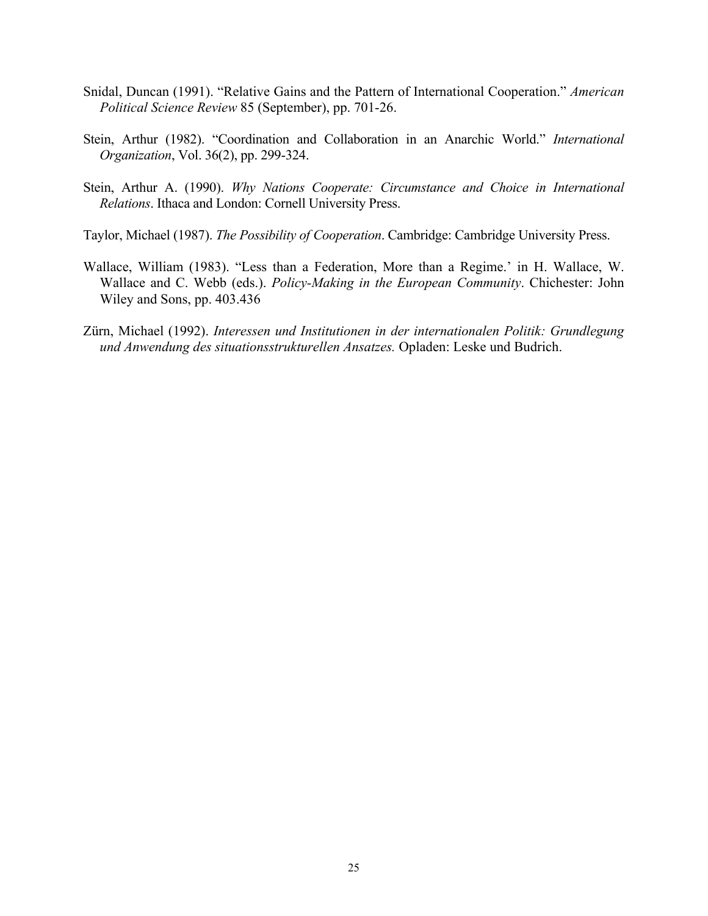Snidal, Duncan (1991). "Relative Gains and the Pattern of International Cooperation." *American Political Science Review* 85 (September), pp. 701-26.

Stein, Arthur (1982). "Coordination and Collaboration in an Anarchic World." *International Organization*, Vol. 36(2), pp. 299-324.

Stein, Arthur A. (1990). *Why Nations Cooperate: Circumstance and Choice in International Relations*. Ithaca and London: Cornell University Press.

Taylor, Michael (1987). *The Possibility of Cooperation*. Cambridge: Cambridge University Press.

Wallace, William (1983). "Less than a Federation, More than a Regime.' in H. Wallace, W. Wallace and C. Webb (eds.). *Policy-Making in the European Community*. Chichester: John Wiley and Sons, pp. 403.436

Zürn, Michael (1992). *Interessen und Institutionen in der internationalen Politik: Grundlegung und Anwendung des situationsstrukturellen Ansatzes.* Opladen: Leske und Budrich.